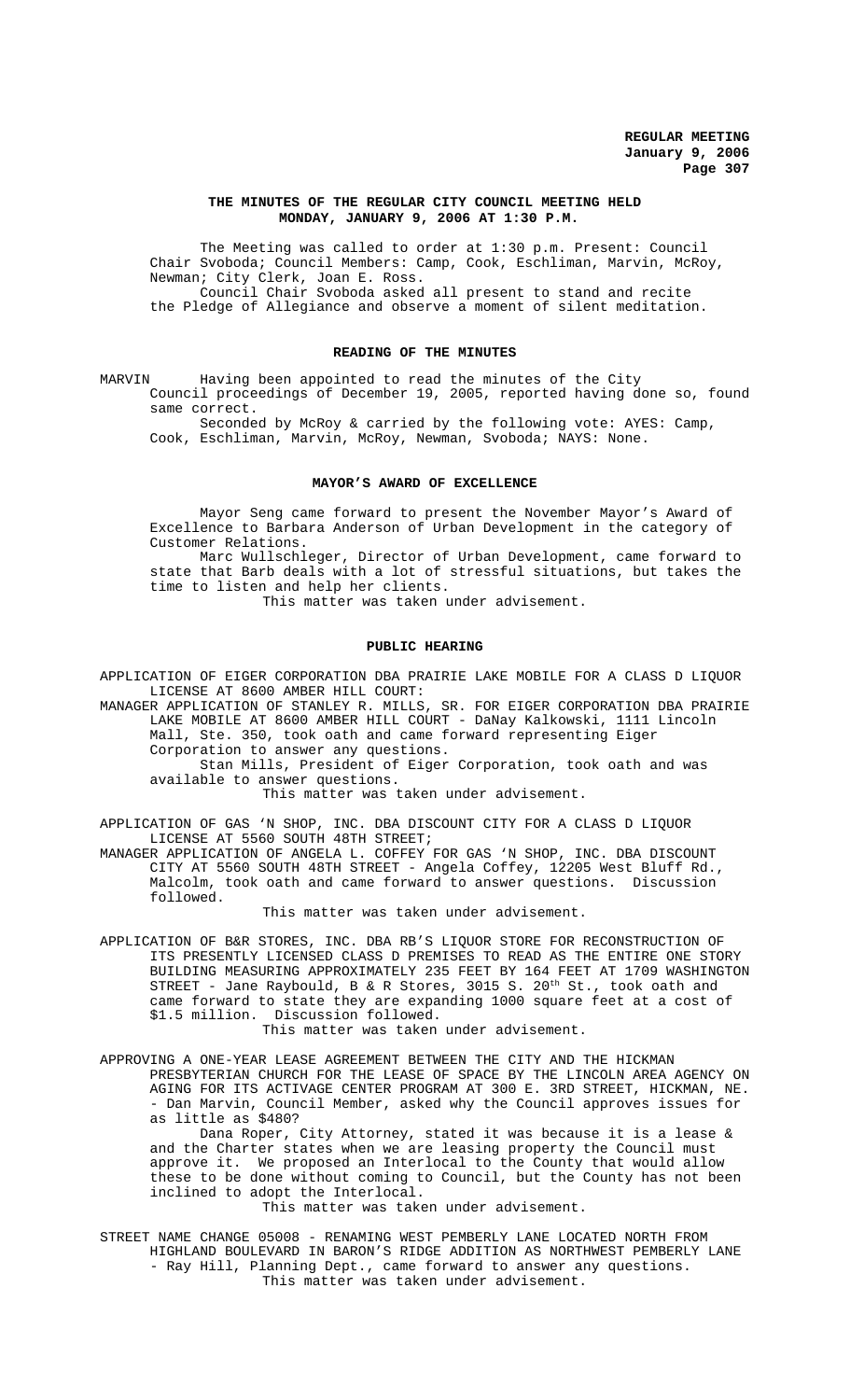# THE MINUTES OF THE REGULAR CITY COUNCIL MEETING HELD MONDAY, JANUARY 9, 2006 AT 1:30 P.M.

The Meeting was called to order at 1:30 p.m. Present: Council Chair Svoboda; Council Members: Camp, Cook, Eschliman, Marvin, McRoy, Newman; City Clerk, Joan E. Ross.

Council Chair Svoboda asked all present to stand and recite the Pledge of Allegiance and observe a moment of silent meditation.

## READING OF THE MINUTES

MARVIN Having been appointed to read the minutes of the City Council proceedings of December 19, 2005, reported having done so, found same correct.

Seconded by McRoy & carried by the following vote: AYES: Camp, Cook, Eschliman, Marvin, McRoy, Newman, Svoboda; NAYS: None.

## MAYOR'S AWARD OF EXCELLENCE

Mayor Seng came forward to present the November Mayor's Award of Excellence to Barbara Anderson of Urban Development in the category of Customer Relations.

Marc Wullschleger, Director of Urban Development, came forward to state that Barb deals with a lot of stressful situations, but takes the time to listen and help her clients.

This matter was taken under advisement.

## PUBLIC HEARING

APPLICATION OF EIGER CORPORATION DBA PRAIRIE LAKE MOBILE FOR A CLASS D LIQUOR LICENSE AT 8600 AMBER HILL COURT:

MANAGER APPLICATION OF STANLEY R. MILLS, SR. FOR EIGER CORPORATION DBA PRAIRIE LAKE MOBILE AT 8600 AMBER HILL COURT - DaNay Kalkowski, 1111 Lincoln Mall, Ste. 350, took oath and came forward representing Eiger Corporation to answer any questions.

Stan Mills, President of Eiger Corporation, took oath and was available to answer questions.

This matter was taken under advisement.

APPLICATION OF GAS 'N SHOP, INC. DBA DISCOUNT CITY FOR A CLASS D LIQUOR LICENSE AT 5560 SOUTH 48TH STREET;

MANAGER APPLICATION OF ANGELA L. COFFEY FOR GAS 'N SHOP, INC. DBA DISCOUNT CITY AT 5560 SOUTH 48TH STREET - Angela Coffey, 12205 West Bluff Rd., Malcolm, took oath and came forward to answer questions. Discussion followed.

This matter was taken under advisement.

APPLICATION OF B&R STORES, INC. DBA RB'S LIQUOR STORE FOR RECONSTRUCTION OF ITS PRESENTLY LICENSED CLASS D PREMISES TO READ AS THE ENTIRE ONE STORY BUILDING MEASURING APPROXIMATELY 235 FEET BY 164 FEET AT 1709 WASHINGTON STREET - Jane Raybould, B & R Stores, 3015 S. 20th St., took oath and came forward to state they are expanding 1000 square feet at a cost of \$1.5 million. Discussion followed.

This matter was taken under advisement.

APPROVING A ONE-YEAR LEASE AGREEMENT BETWEEN THE CITY AND THE HICKMAN PRESBYTERIAN CHURCH FOR THE LEASE OF SPACE BY THE LINCOLN AREA AGENCY ON AGING FOR ITS ACTIVAGE CENTER PROGRAM AT 300 E. 3RD STREET, HICKMAN, NE. - Dan Marvin, Council Member, asked why the Council approves issues for as little as \$480?

Dana Roper, City Attorney, stated it was because it is a lease & and the Charter states when we are leasing property the Council must approve it. We proposed an Interlocal to the County that would allow these to be done without coming to Council, but the County has not been inclined to adopt the Interlocal.

This matter was taken under advisement.

STREET NAME CHANGE 05008 - RENAMING WEST PEMBERLY LANE LOCATED NORTH FROM HIGHLAND BOULEVARD IN BARON'S RIDGE ADDITION AS NORTHWEST PEMBERLY LANE - Ray Hill, Planning Dept., came forward to answer any questions.

This matter was taken under advisement.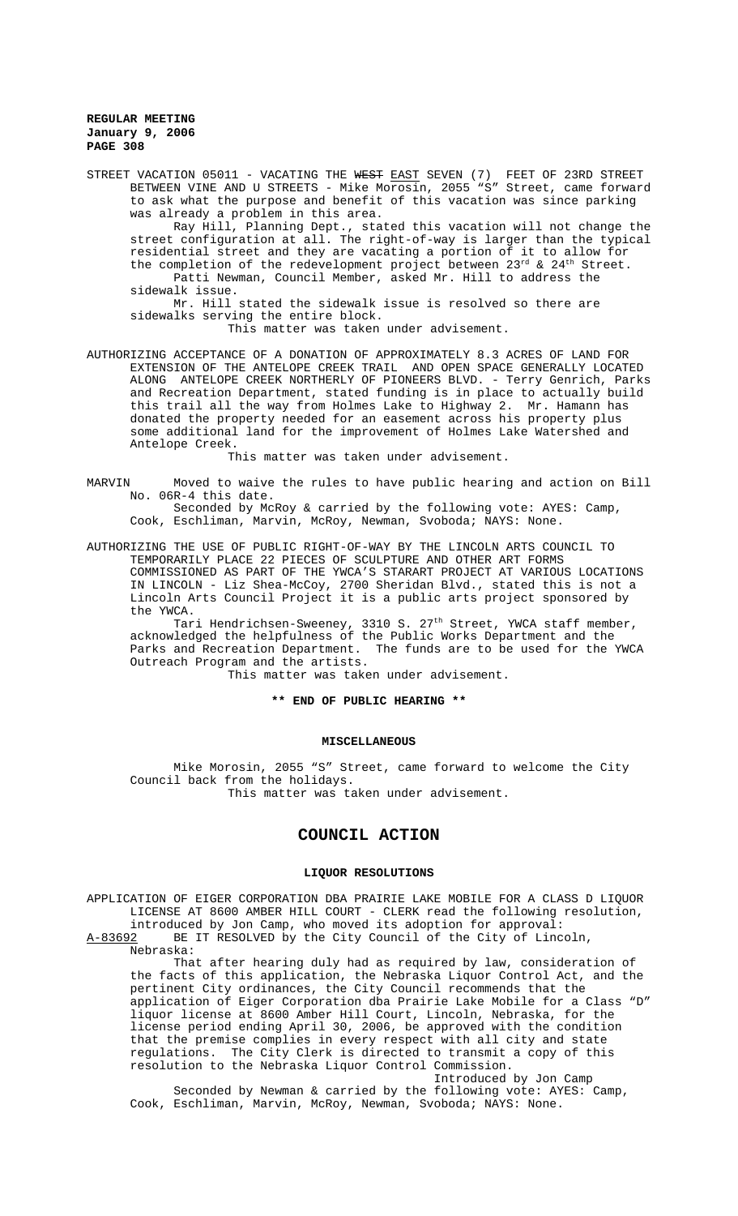STREET VACATION 05011 - VACATING THE ~~WEST~~ EAST SEVEN (7) FEET OF 23RD STREET BETWEEN VINE AND U STREETS - Mike Morosin, 2055 "S" Street, came forward to ask what the purpose and benefit of this vacation was since parking was already a problem in this area.

Ray Hill, Planning Dept., stated this vacation will not change the street configuration at all. The right-of-way is larger than the typical residential street and they are vacating a portion of it to allow for the completion of the redevelopment project between 23rd & 24th Street.

Patti Newman, Council Member, asked Mr. Hill to address the sidewalk issue.

Mr. Hill stated the sidewalk issue is resolved so there are sidewalks serving the entire block.

This matter was taken under advisement.

AUTHORIZING ACCEPTANCE OF A DONATION OF APPROXIMATELY 8.3 ACRES OF LAND FOR EXTENSION OF THE ANTELOPE CREEK TRAIL AND OPEN SPACE GENERALLY LOCATED ALONG ANTELOPE CREEK NORTHERLY OF PIONEERS BLVD. - Terry Genrich, Parks and Recreation Department, stated funding is in place to actually build this trail all the way from Holmes Lake to Highway 2. Mr. Hamann has donated the property needed for an easement across his property plus some additional land for the improvement of Holmes Lake Watershed and Antelope Creek.

This matter was taken under advisement.

MARVIN Moved to waive the rules to have public hearing and action on Bill No. 06R-4 this date.

Seconded by McRoy & carried by the following vote: AYES: Camp, Cook, Eschliman, Marvin, McRoy, Newman, Svoboda; NAYS: None.

AUTHORIZING THE USE OF PUBLIC RIGHT-OF-WAY BY THE LINCOLN ARTS COUNCIL TO TEMPORARILY PLACE 22 PIECES OF SCULPTURE AND OTHER ART FORMS COMMISSIONED AS PART OF THE YWCA'S STARART PROJECT AT VARIOUS LOCATIONS IN LINCOLN - Liz Shea-McCoy, 2700 Sheridan Blvd., stated this is not a Lincoln Arts Council Project it is a public arts project sponsored by the YWCA.

Tari Hendrichsen-Sweeney, 3310 S. 27th Street, YWCA staff member, acknowledged the helpfulness of the Public Works Department and the Parks and Recreation Department. The funds are to be used for the YWCA Outreach Program and the artists.

This matter was taken under advisement.

**\*\* END OF PUBLIC HEARING \*\***

**MISCELLANEOUS**

Mike Morosin, 2055 "S" Street, came forward to welcome the City Council back from the holidays.

This matter was taken under advisement.

## COUNCIL ACTION

**LIQUOR RESOLUTIONS**

APPLICATION OF EIGER CORPORATION DBA PRAIRIE LAKE MOBILE FOR A CLASS D LIQUOR LICENSE AT 8600 AMBER HILL COURT - CLERK read the following resolution, introduced by Jon Camp, who moved its adoption for approval:

A-83692 BE IT RESOLVED by the City Council of the City of Lincoln, Nebraska:

That after hearing duly had as required by law, consideration of the facts of this application, the Nebraska Liquor Control Act, and the pertinent City ordinances, the City Council recommends that the application of Eiger Corporation dba Prairie Lake Mobile for a Class "D" liquor license at 8600 Amber Hill Court, Lincoln, Nebraska, for the license period ending April 30, 2006, be approved with the condition that the premise complies in every respect with all city and state regulations. The City Clerk is directed to transmit a copy of this resolution to the Nebraska Liquor Control Commission.

Introduced by Jon Camp

Seconded by Newman & carried by the following vote: AYES: Camp, Cook, Eschliman, Marvin, McRoy, Newman, Svoboda; NAYS: None.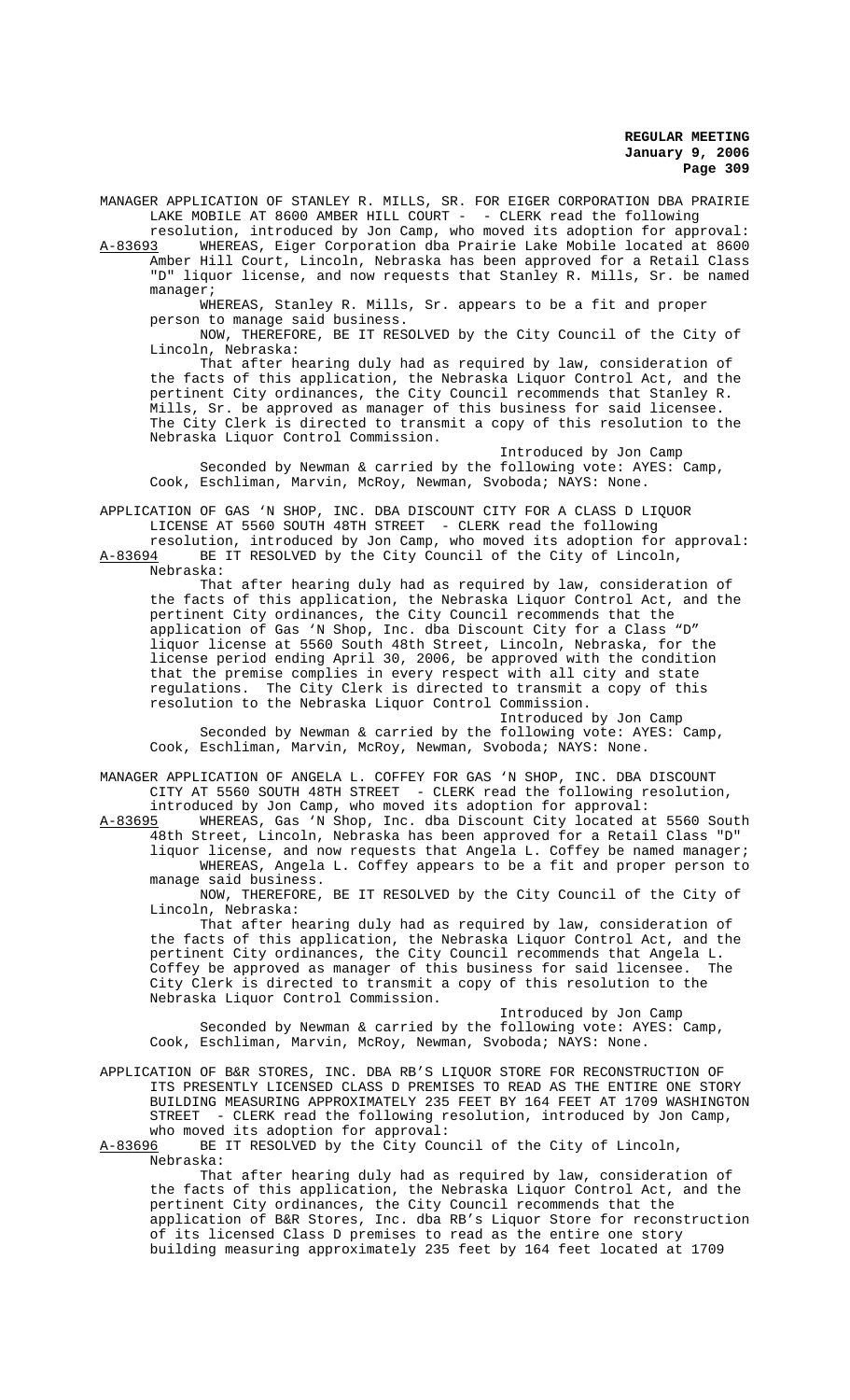MANAGER APPLICATION OF STANLEY R. MILLS, SR. FOR EIGER CORPORATION DBA PRAIRIE LAKE MOBILE AT 8600 AMBER HILL COURT - - CLERK read the following resolution, introduced by Jon Camp, who moved its adoption for approval:

A-83693 WHEREAS, Eiger Corporation dba Prairie Lake Mobile located at 8600 Amber Hill Court, Lincoln, Nebraska has been approved for a Retail Class "D" liquor license, and now requests that Stanley R. Mills, Sr. be named manager;

WHEREAS, Stanley R. Mills, Sr. appears to be a fit and proper person to manage said business.

NOW, THEREFORE, BE IT RESOLVED by the City Council of the City of Lincoln, Nebraska:

That after hearing duly had as required by law, consideration of the facts of this application, the Nebraska Liquor Control Act, and the pertinent City ordinances, the City Council recommends that Stanley R. Mills, Sr. be approved as manager of this business for said licensee. The City Clerk is directed to transmit a copy of this resolution to the Nebraska Liquor Control Commission.

Introduced by Jon Camp

Seconded by Newman & carried by the following vote: AYES: Camp, Cook, Eschliman, Marvin, McRoy, Newman, Svoboda; NAYS: None.

APPLICATION OF GAS 'N SHOP, INC. DBA DISCOUNT CITY FOR A CLASS D LIQUOR LICENSE AT 5560 SOUTH 48TH STREET - CLERK read the following resolution, introduced by Jon Camp, who moved its adoption for approval:

A-83694 BE IT RESOLVED by the City Council of the City of Lincoln, Nebraska:

That after hearing duly had as required by law, consideration of the facts of this application, the Nebraska Liquor Control Act, and the pertinent City ordinances, the City Council recommends that the application of Gas 'N Shop, Inc. dba Discount City for a Class "D" liquor license at 5560 South 48th Street, Lincoln, Nebraska, for the license period ending April 30, 2006, be approved with the condition that the premise complies in every respect with all city and state regulations. The City Clerk is directed to transmit a copy of this resolution to the Nebraska Liquor Control Commission.

Introduced by Jon Camp

Seconded by Newman & carried by the following vote: AYES: Camp, Cook, Eschliman, Marvin, McRoy, Newman, Svoboda; NAYS: None.

MANAGER APPLICATION OF ANGELA L. COFFEY FOR GAS 'N SHOP, INC. DBA DISCOUNT CITY AT 5560 SOUTH 48TH STREET - CLERK read the following resolution, introduced by Jon Camp, who moved its adoption for approval:

A-83695 WHEREAS, Gas 'N Shop, Inc. dba Discount City located at 5560 South 48th Street, Lincoln, Nebraska has been approved for a Retail Class "D" liquor license, and now requests that Angela L. Coffey be named manager;

WHEREAS, Angela L. Coffey appears to be a fit and proper person to manage said business.

NOW, THEREFORE, BE IT RESOLVED by the City Council of the City of Lincoln, Nebraska:

That after hearing duly had as required by law, consideration of the facts of this application, the Nebraska Liquor Control Act, and the pertinent City ordinances, the City Council recommends that Angela L. Coffey be approved as manager of this business for said licensee. The City Clerk is directed to transmit a copy of this resolution to the Nebraska Liquor Control Commission.

Introduced by Jon Camp

Seconded by Newman & carried by the following vote: AYES: Camp, Cook, Eschliman, Marvin, McRoy, Newman, Svoboda; NAYS: None.

APPLICATION OF B&R STORES, INC. DBA RB'S LIQUOR STORE FOR RECONSTRUCTION OF ITS PRESENTLY LICENSED CLASS D PREMISES TO READ AS THE ENTIRE ONE STORY BUILDING MEASURING APPROXIMATELY 235 FEET BY 164 FEET AT 1709 WASHINGTON STREET - CLERK read the following resolution, introduced by Jon Camp, who moved its adoption for approval:

A-83696 BE IT RESOLVED by the City Council of the City of Lincoln, Nebraska:

That after hearing duly had as required by law, consideration of the facts of this application, the Nebraska Liquor Control Act, and the pertinent City ordinances, the City Council recommends that the application of B&R Stores, Inc. dba RB's Liquor Store for reconstruction of its licensed Class D premises to read as the entire one story building measuring approximately 235 feet by 164 feet located at 1709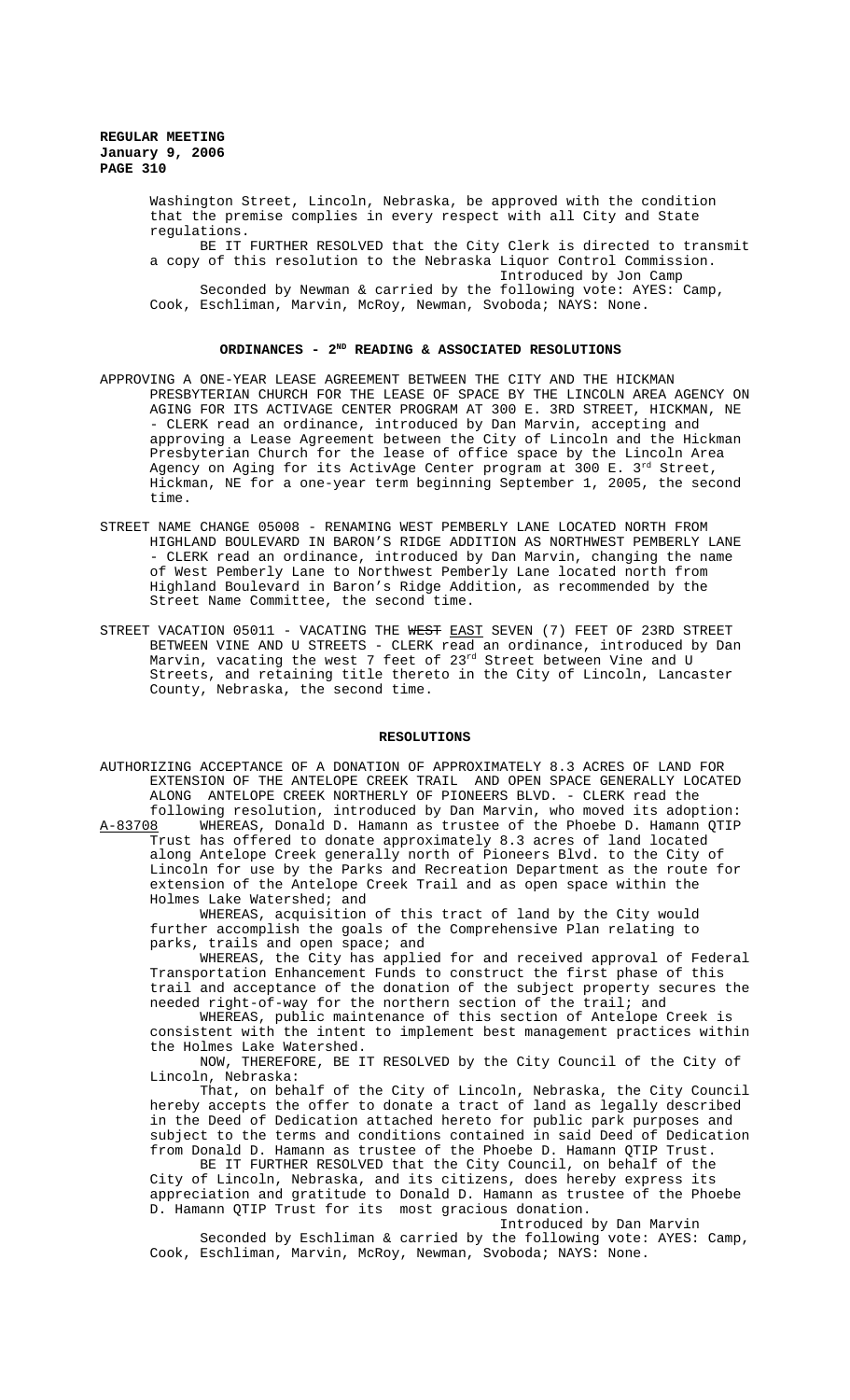Washington Street, Lincoln, Nebraska, be approved with the condition that the premise complies in every respect with all City and State regulations.

BE IT FURTHER RESOLVED that the City Clerk is directed to transmit a copy of this resolution to the Nebraska Liquor Control Commission.

Introduced by Jon Camp

Seconded by Newman & carried by the following vote: AYES: Camp, Cook, Eschliman, Marvin, McRoy, Newman, Svoboda; NAYS: None.

## ORDINANCES - 2[ND] READING & ASSOCIATED RESOLUTIONS

APPROVING A ONE-YEAR LEASE AGREEMENT BETWEEN THE CITY AND THE HICKMAN PRESBYTERIAN CHURCH FOR THE LEASE OF SPACE BY THE LINCOLN AREA AGENCY ON AGING FOR ITS ACTIVAGE CENTER PROGRAM AT 300 E. 3RD STREET, HICKMAN, NE - CLERK read an ordinance, introduced by Dan Marvin, accepting and approving a Lease Agreement between the City of Lincoln and the Hickman Presbyterian Church for the lease of office space by the Lincoln Area Agency on Aging for its ActivAge Center program at 300 E. 3[rd] Street, Hickman, NE for a one-year term beginning September 1, 2005, the second time.

STREET NAME CHANGE 05008 - RENAMING WEST PEMBERLY LANE LOCATED NORTH FROM HIGHLAND BOULEVARD IN BARON'S RIDGE ADDITION AS NORTHWEST PEMBERLY LANE - CLERK read an ordinance, introduced by Dan Marvin, changing the name of West Pemberly Lane to Northwest Pemberly Lane located north from Highland Boulevard in Baron's Ridge Addition, as recommended by the Street Name Committee, the second time.

STREET VACATION 05011 - VACATING THE ~~WEST~~ EAST SEVEN (7) FEET OF 23RD STREET BETWEEN VINE AND U STREETS - CLERK read an ordinance, introduced by Dan Marvin, vacating the west 7 feet of 23[rd] Street between Vine and U Streets, and retaining title thereto in the City of Lincoln, Lancaster County, Nebraska, the second time.

## RESOLUTIONS

AUTHORIZING ACCEPTANCE OF A DONATION OF APPROXIMATELY 8.3 ACRES OF LAND FOR EXTENSION OF THE ANTELOPE CREEK TRAIL AND OPEN SPACE GENERALLY LOCATED ALONG ANTELOPE CREEK NORTHERLY OF PIONEERS BLVD. - CLERK read the following resolution, introduced by Dan Marvin, who moved its adoption:

A-83708 WHEREAS, Donald D. Hamann as trustee of the Phoebe D. Hamann QTIP Trust has offered to donate approximately 8.3 acres of land located along Antelope Creek generally north of Pioneers Blvd. to the City of Lincoln for use by the Parks and Recreation Department as the route for extension of the Antelope Creek Trail and as open space within the Holmes Lake Watershed; and

WHEREAS, acquisition of this tract of land by the City would further accomplish the goals of the Comprehensive Plan relating to parks, trails and open space; and

WHEREAS, the City has applied for and received approval of Federal Transportation Enhancement Funds to construct the first phase of this trail and acceptance of the donation of the subject property secures the needed right-of-way for the northern section of the trail; and

WHEREAS, public maintenance of this section of Antelope Creek is consistent with the intent to implement best management practices within the Holmes Lake Watershed.

NOW, THEREFORE, BE IT RESOLVED by the City Council of the City of Lincoln, Nebraska:

That, on behalf of the City of Lincoln, Nebraska, the City Council hereby accepts the offer to donate a tract of land as legally described in the Deed of Dedication attached hereto for public park purposes and subject to the terms and conditions contained in said Deed of Dedication from Donald D. Hamann as trustee of the Phoebe D. Hamann QTIP Trust.

BE IT FURTHER RESOLVED that the City Council, on behalf of the City of Lincoln, Nebraska, and its citizens, does hereby express its appreciation and gratitude to Donald D. Hamann as trustee of the Phoebe D. Hamann QTIP Trust for its most gracious donation.

Introduced by Dan Marvin

Seconded by Eschliman & carried by the following vote: AYES: Camp, Cook, Eschliman, Marvin, McRoy, Newman, Svoboda; NAYS: None.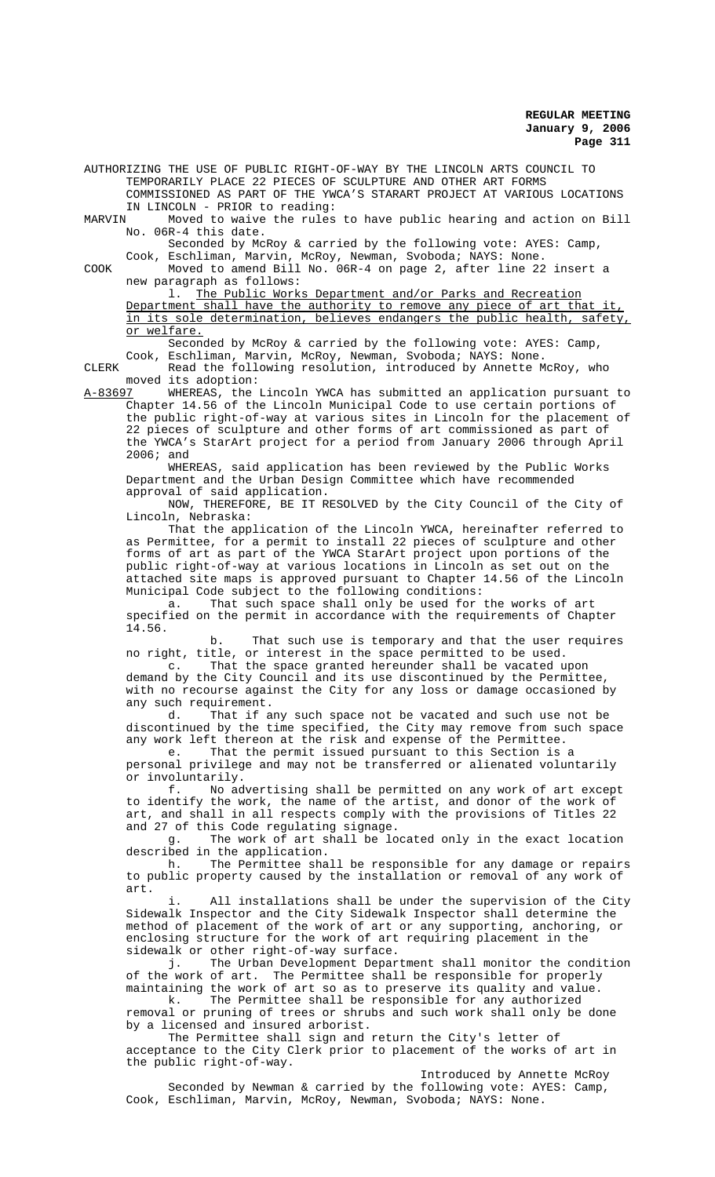AUTHORIZING THE USE OF PUBLIC RIGHT-OF-WAY BY THE LINCOLN ARTS COUNCIL TO TEMPORARILY PLACE 22 PIECES OF SCULPTURE AND OTHER ART FORMS COMMISSIONED AS PART OF THE YWCA'S STARART PROJECT AT VARIOUS LOCATIONS IN LINCOLN - PRIOR to reading:

MARVIN Moved to waive the rules to have public hearing and action on Bill No. 06R-4 this date.

Seconded by McRoy & carried by the following vote: AYES: Camp, Cook, Eschliman, Marvin, McRoy, Newman, Svoboda; NAYS: None.

COOK Moved to amend Bill No. 06R-4 on page 2, after line 22 insert a new paragraph as follows:

l. The Public Works Department and/or Parks and Recreation Department shall have the authority to remove any piece of art that it, in its sole determination, believes endangers the public health, safety, or welfare.

Seconded by McRoy & carried by the following vote: AYES: Camp, Cook, Eschliman, Marvin, McRoy, Newman, Svoboda; NAYS: None.

CLERK Read the following resolution, introduced by Annette McRoy, who moved its adoption:

A-83697 WHEREAS, the Lincoln YWCA has submitted an application pursuant to Chapter 14.56 of the Lincoln Municipal Code to use certain portions of the public right-of-way at various sites in Lincoln for the placement of 22 pieces of sculpture and other forms of art commissioned as part of the YWCA's StarArt project for a period from January 2006 through April 2006; and

WHEREAS, said application has been reviewed by the Public Works Department and the Urban Design Committee which have recommended approval of said application.

NOW, THEREFORE, BE IT RESOLVED by the City Council of the City of Lincoln, Nebraska:

That the application of the Lincoln YWCA, hereinafter referred to as Permittee, for a permit to install 22 pieces of sculpture and other forms of art as part of the YWCA StarArt project upon portions of the public right-of-way at various locations in Lincoln as set out on the attached site maps is approved pursuant to Chapter 14.56 of the Lincoln Municipal Code subject to the following conditions:

a. That such space shall only be used for the works of art specified on the permit in accordance with the requirements of Chapter 14.56.

b. That such use is temporary and that the user requires no right, title, or interest in the space permitted to be used.

c. That the space granted hereunder shall be vacated upon demand by the City Council and its use discontinued by the Permittee, with no recourse against the City for any loss or damage occasioned by any such requirement.

d. That if any such space not be vacated and such use not be discontinued by the time specified, the City may remove from such space any work left thereon at the risk and expense of the Permittee.

e. That the permit issued pursuant to this Section is a personal privilege and may not be transferred or alienated voluntarily or involuntarily.

f. No advertising shall be permitted on any work of art except to identify the work, the name of the artist, and donor of the work of art, and shall in all respects comply with the provisions of Titles 22 and 27 of this Code regulating signage.

g. The work of art shall be located only in the exact location described in the application.

h. The Permittee shall be responsible for any damage or repairs to public property caused by the installation or removal of any work of art.

i. All installations shall be under the supervision of the City Sidewalk Inspector and the City Sidewalk Inspector shall determine the method of placement of the work of art or any supporting, anchoring, or enclosing structure for the work of art requiring placement in the sidewalk or other right-of-way surface.

j. The Urban Development Department shall monitor the condition of the work of art. The Permittee shall be responsible for properly maintaining the work of art so as to preserve its quality and value.

k. The Permittee shall be responsible for any authorized removal or pruning of trees or shrubs and such work shall only be done by a licensed and insured arborist.

The Permittee shall sign and return the City's letter of acceptance to the City Clerk prior to placement of the works of art in the public right-of-way.

Introduced by Annette McRoy

Seconded by Newman & carried by the following vote: AYES: Camp, Cook, Eschliman, Marvin, McRoy, Newman, Svoboda; NAYS: None.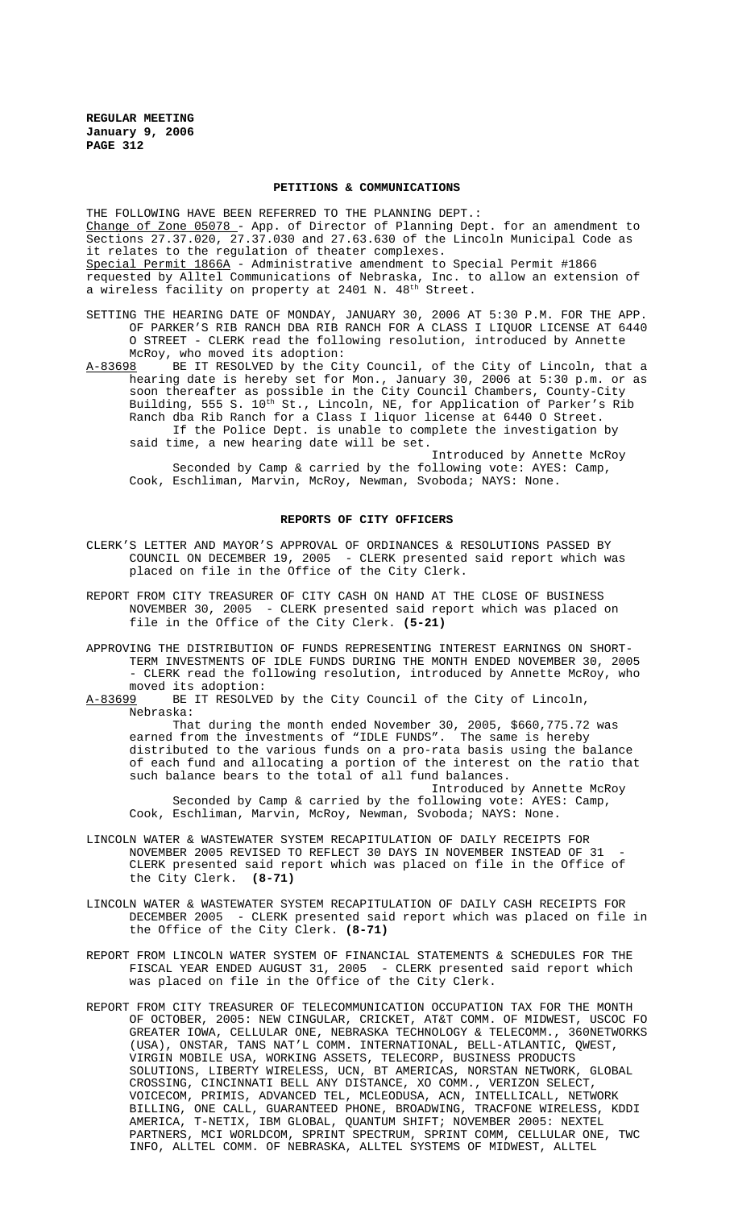**PETITIONS & COMMUNICATIONS**

THE FOLLOWING HAVE BEEN REFERRED TO THE PLANNING DEPT.:

Change of Zone 05078 - App. of Director of Planning Dept. for an amendment to Sections 27.37.020, 27.37.030 and 27.63.630 of the Lincoln Municipal Code as it relates to the regulation of theater complexes.

Special Permit 1866A - Administrative amendment to Special Permit #1866 requested by Alltel Communications of Nebraska, Inc. to allow an extension of a wireless facility on property at 2401 N. 48th Street.

SETTING THE HEARING DATE OF MONDAY, JANUARY 30, 2006 AT 5:30 P.M. FOR THE APP. OF PARKER'S RIB RANCH DBA RIB RANCH FOR A CLASS I LIQUOR LICENSE AT 6440 O STREET - CLERK read the following resolution, introduced by Annette McRoy, who moved its adoption:

A-83698 BE IT RESOLVED by the City Council, of the City of Lincoln, that a hearing date is hereby set for Mon., January 30, 2006 at 5:30 p.m. or as soon thereafter as possible in the City Council Chambers, County-City Building, 555 S. 10th St., Lincoln, NE, for Application of Parker's Rib Ranch dba Rib Ranch for a Class I liquor license at 6440 O Street.

If the Police Dept. is unable to complete the investigation by said time, a new hearing date will be set.

Introduced by Annette McRoy

Seconded by Camp & carried by the following vote: AYES: Camp, Cook, Eschliman, Marvin, McRoy, Newman, Svoboda; NAYS: None.

**REPORTS OF CITY OFFICERS**

CLERK'S LETTER AND MAYOR'S APPROVAL OF ORDINANCES & RESOLUTIONS PASSED BY COUNCIL ON DECEMBER 19, 2005 - CLERK presented said report which was placed on file in the Office of the City Clerk.

REPORT FROM CITY TREASURER OF CITY CASH ON HAND AT THE CLOSE OF BUSINESS NOVEMBER 30, 2005 - CLERK presented said report which was placed on file in the Office of the City Clerk. **(5-21)**

APPROVING THE DISTRIBUTION OF FUNDS REPRESENTING INTEREST EARNINGS ON SHORT-TERM INVESTMENTS OF IDLE FUNDS DURING THE MONTH ENDED NOVEMBER 30, 2005 - CLERK read the following resolution, introduced by Annette McRoy, who moved its adoption:

A-83699 BE IT RESOLVED by the City Council of the City of Lincoln, Nebraska:

That during the month ended November 30, 2005, $660,775.72 was earned from the investments of "IDLE FUNDS". The same is hereby distributed to the various funds on a pro-rata basis using the balance of each fund and allocating a portion of the interest on the ratio that such balance bears to the total of all fund balances.

Introduced by Annette McRoy

Seconded by Camp & carried by the following vote: AYES: Camp, Cook, Eschliman, Marvin, McRoy, Newman, Svoboda; NAYS: None.

LINCOLN WATER & WASTEWATER SYSTEM RECAPITULATION OF DAILY RECEIPTS FOR NOVEMBER 2005 REVISED TO REFLECT 30 DAYS IN NOVEMBER INSTEAD OF 31 - CLERK presented said report which was placed on file in the Office of the City Clerk. **(8-71)**

LINCOLN WATER & WASTEWATER SYSTEM RECAPITULATION OF DAILY CASH RECEIPTS FOR DECEMBER 2005 - CLERK presented said report which was placed on file in the Office of the City Clerk. **(8-71)**

REPORT FROM LINCOLN WATER SYSTEM OF FINANCIAL STATEMENTS & SCHEDULES FOR THE FISCAL YEAR ENDED AUGUST 31, 2005 - CLERK presented said report which was placed on file in the Office of the City Clerk.

REPORT FROM CITY TREASURER OF TELECOMMUNICATION OCCUPATION TAX FOR THE MONTH OF OCTOBER, 2005: NEW CINGULAR, CRICKET, AT&T COMM. OF MIDWEST, USCOC FO GREATER IOWA, CELLULAR ONE, NEBRASKA TECHNOLOGY & TELECOMM., 360NETWORKS (USA), ONSTAR, TANS NAT'L COMM. INTERNATIONAL, BELL-ATLANTIC, QWEST, VIRGIN MOBILE USA, WORKING ASSETS, TELECORP, BUSINESS PRODUCTS SOLUTIONS, LIBERTY WIRELESS, UCN, BT AMERICAS, NORSTAN NETWORK, GLOBAL CROSSING, CINCINNATI BELL ANY DISTANCE, XO COMM., VERIZON SELECT, VOICECOM, PRIMIS, ADVANCED TEL, MCLEODUSA, ACN, INTELLICALL, NETWORK BILLING, ONE CALL, GUARANTEED PHONE, BROADWING, TRACFONE WIRELESS, KDDI AMERICA, T-NETIX, IBM GLOBAL, QUANTUM SHIFT; NOVEMBER 2005: NEXTEL PARTNERS, MCI WORLDCOM, SPRINT SPECTRUM, SPRINT COMM, CELLULAR ONE, TWC INFO, ALLTEL COMM. OF NEBRASKA, ALLTEL SYSTEMS OF MIDWEST, ALLTEL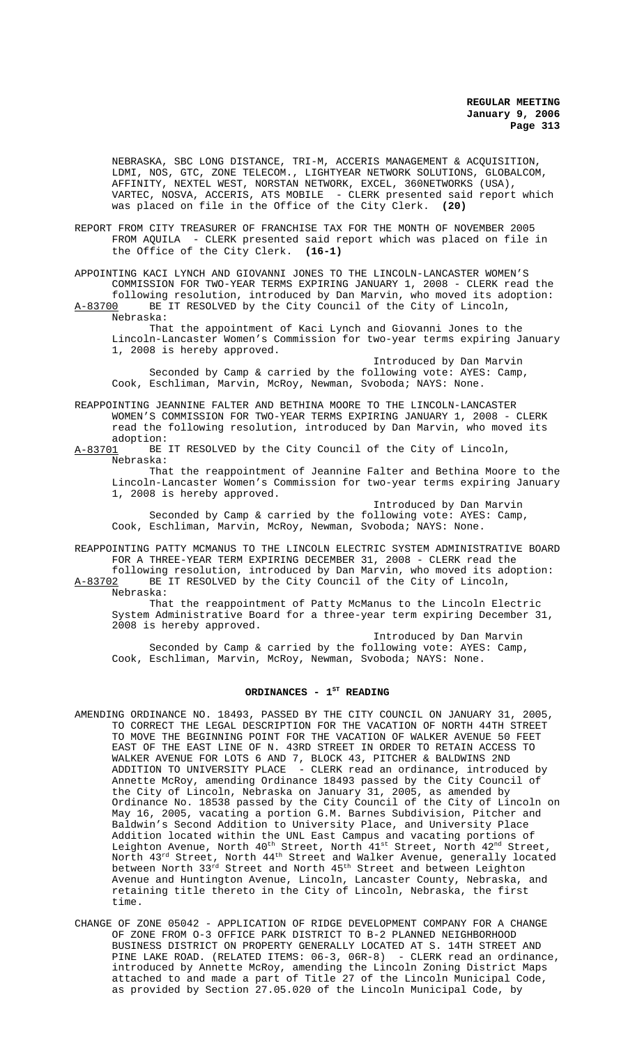NEBRASKA, SBC LONG DISTANCE, TRI-M, ACCERIS MANAGEMENT & ACQUISITION, LDMI, NOS, GTC, ZONE TELECOM., LIGHTYEAR NETWORK SOLUTIONS, GLOBALCOM, AFFINITY, NEXTEL WEST, NORSTAN NETWORK, EXCEL, 360NETWORKS (USA), VARTEC, NOSVA, ACCERIS, ATS MOBILE - CLERK presented said report which was placed on file in the Office of the City Clerk. **(20)**

REPORT FROM CITY TREASURER OF FRANCHISE TAX FOR THE MONTH OF NOVEMBER 2005 FROM AQUILA - CLERK presented said report which was placed on file in the Office of the City Clerk. **(16-1)**

APPOINTING KACI LYNCH AND GIOVANNI JONES TO THE LINCOLN-LANCASTER WOMEN'S COMMISSION FOR TWO-YEAR TERMS EXPIRING JANUARY 1, 2008 - CLERK read the following resolution, introduced by Dan Marvin, who moved its adoption:

A-83700 BE IT RESOLVED by the City Council of the City of Lincoln, Nebraska:

That the appointment of Kaci Lynch and Giovanni Jones to the Lincoln-Lancaster Women's Commission for two-year terms expiring January 1, 2008 is hereby approved.

Introduced by Dan Marvin

Seconded by Camp & carried by the following vote: AYES: Camp, Cook, Eschliman, Marvin, McRoy, Newman, Svoboda; NAYS: None.

REAPPOINTING JEANNINE FALTER AND BETHINA MOORE TO THE LINCOLN-LANCASTER WOMEN'S COMMISSION FOR TWO-YEAR TERMS EXPIRING JANUARY 1, 2008 - CLERK read the following resolution, introduced by Dan Marvin, who moved its adoption:

A-83701 BE IT RESOLVED by the City Council of the City of Lincoln, Nebraska:

That the reappointment of Jeannine Falter and Bethina Moore to the Lincoln-Lancaster Women's Commission for two-year terms expiring January 1, 2008 is hereby approved.

Introduced by Dan Marvin

Seconded by Camp & carried by the following vote: AYES: Camp, Cook, Eschliman, Marvin, McRoy, Newman, Svoboda; NAYS: None.

REAPPOINTING PATTY MCMANUS TO THE LINCOLN ELECTRIC SYSTEM ADMINISTRATIVE BOARD FOR A THREE-YEAR TERM EXPIRING DECEMBER 31, 2008 - CLERK read the following resolution, introduced by Dan Marvin, who moved its adoption:

A-83702 BE IT RESOLVED by the City Council of the City of Lincoln, Nebraska:

That the reappointment of Patty McManus to the Lincoln Electric System Administrative Board for a three-year term expiring December 31, 2008 is hereby approved.

Introduced by Dan Marvin

Seconded by Camp & carried by the following vote: AYES: Camp, Cook, Eschliman, Marvin, McRoy, Newman, Svoboda; NAYS: None.

## ORDINANCES - 1ST READING

AMENDING ORDINANCE NO. 18493, PASSED BY THE CITY COUNCIL ON JANUARY 31, 2005, TO CORRECT THE LEGAL DESCRIPTION FOR THE VACATION OF NORTH 44TH STREET TO MOVE THE BEGINNING POINT FOR THE VACATION OF WALKER AVENUE 50 FEET EAST OF THE EAST LINE OF N. 43RD STREET IN ORDER TO RETAIN ACCESS TO WALKER AVENUE FOR LOTS 6 AND 7, BLOCK 43, PITCHER & BALDWINS 2ND ADDITION TO UNIVERSITY PLACE - CLERK read an ordinance, introduced by Annette McRoy, amending Ordinance 18493 passed by the City Council of the City of Lincoln, Nebraska on January 31, 2005, as amended by Ordinance No. 18538 passed by the City Council of the City of Lincoln on May 16, 2005, vacating a portion G.M. Barnes Subdivision, Pitcher and Baldwin's Second Addition to University Place, and University Place Addition located within the UNL East Campus and vacating portions of Leighton Avenue, North 40th Street, North 41st Street, North 42nd Street, North 43rd Street, North 44th Street and Walker Avenue, generally located between North 33rd Street and North 45th Street and between Leighton Avenue and Huntington Avenue, Lincoln, Lancaster County, Nebraska, and retaining title thereto in the City of Lincoln, Nebraska, the first time.

CHANGE OF ZONE 05042 - APPLICATION OF RIDGE DEVELOPMENT COMPANY FOR A CHANGE OF ZONE FROM O-3 OFFICE PARK DISTRICT TO B-2 PLANNED NEIGHBORHOOD BUSINESS DISTRICT ON PROPERTY GENERALLY LOCATED AT S. 14TH STREET AND PINE LAKE ROAD. (RELATED ITEMS: 06-3, 06R-8) - CLERK read an ordinance, introduced by Annette McRoy, amending the Lincoln Zoning District Maps attached to and made a part of Title 27 of the Lincoln Municipal Code, as provided by Section 27.05.020 of the Lincoln Municipal Code, by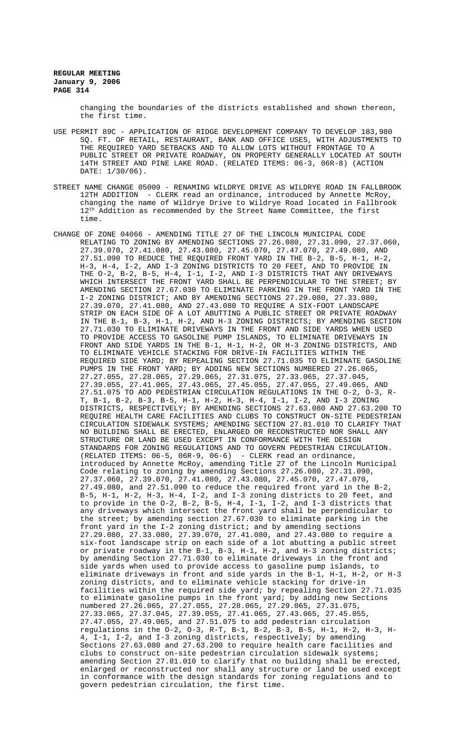changing the boundaries of the districts established and shown thereon, the first time.

USE PERMIT 89C - APPLICATION OF RIDGE DEVELOPMENT COMPANY TO DEVELOP 183,980 SQ. FT. OF RETAIL, RESTAURANT, BANK AND OFFICE USES, WITH ADJUSTMENTS TO THE REQUIRED YARD SETBACKS AND TO ALLOW LOTS WITHOUT FRONTAGE TO A PUBLIC STREET OR PRIVATE ROADWAY, ON PROPERTY GENERALLY LOCATED AT SOUTH 14TH STREET AND PINE LAKE ROAD. (RELATED ITEMS: 06-3, 06R-8) (ACTION DATE: 1/30/06).

STREET NAME CHANGE 05009 - RENAMING WILDRYE DRIVE AS WILDRYE ROAD IN FALLBROOK 12TH ADDITION - CLERK read an ordinance, introduced by Annette McRoy, changing the name of Wildrye Drive to Wildrye Road located in Fallbrook 12th Addition as recommended by the Street Name Committee, the first time.

CHANGE OF ZONE 04066 - AMENDING TITLE 27 OF THE LINCOLN MUNICIPAL CODE RELATING TO ZONING BY AMENDING SECTIONS 27.26.080, 27.31.090, 27.37.060, 27.39.070, 27.41.080, 27.43.080, 27.45.070, 27.47.070, 27.49.080, AND 27.51.090 TO REDUCE THE REQUIRED FRONT YARD IN THE B-2, B-5, H-1, H-2, H-3, H-4, I-2, AND I-3 ZONING DISTRICTS TO 20 FEET, AND TO PROVIDE IN THE O-2, B-2, B-5, H-4, I-1, I-2, AND I-3 DISTRICTS THAT ANY DRIVEWAYS WHICH INTERSECT THE FRONT YARD SHALL BE PERPENDICULAR TO THE STREET; BY AMENDING SECTION 27.67.030 TO ELIMINATE PARKING IN THE FRONT YARD IN THE I-2 ZONING DISTRICT; AND BY AMENDING SECTIONS 27.29.080, 27.33.080, 27.39.070, 27.41.080, AND 27.43.080 TO REQUIRE A SIX-FOOT LANDSCAPE STRIP ON EACH SIDE OF A LOT ABUTTING A PUBLIC STREET OR PRIVATE ROADWAY IN THE B-1, B-3, H-1, H-2, AND H-3 ZONING DISTRICTS; BY AMENDING SECTION 27.71.030 TO ELIMINATE DRIVEWAYS IN THE FRONT AND SIDE YARDS WHEN USED TO PROVIDE ACCESS TO GASOLINE PUMP ISLANDS, TO ELIMINATE DRIVEWAYS IN FRONT AND SIDE YARDS IN THE B-1, H-1, H-2, OR H-3 ZONING DISTRICTS, AND TO ELIMINATE VEHICLE STACKING FOR DRIVE-IN FACILITIES WITHIN THE REQUIRED SIDE YARD; BY REPEALING SECTION 27.71.035 TO ELIMINATE GASOLINE PUMPS IN THE FRONT YARD; BY ADDING NEW SECTIONS NUMBERED 27.26.065, 27.27.055, 27.28.065, 27.29.065, 27.31.075, 27.33.065, 27.37.045, 27.39.055, 27.41.065, 27.43.065, 27.45.055, 27.47.055, 27.49.065, AND 27.51.075 TO ADD PEDESTRIAN CIRCULATION REGULATIONS IN THE O-2, O-3, R-T, B-1, B-2, B-3, B-5, H-1, H-2, H-3, H-4, I-1, I-2, AND I-3 ZONING DISTRICTS, RESPECTIVELY; BY AMENDING SECTIONS 27.63.080 AND 27.63.200 TO REQUIRE HEALTH CARE FACILITIES AND CLUBS TO CONSTRUCT ON-SITE PEDESTRIAN CIRCULATION SIDEWALK SYSTEMS; AMENDING SECTION 27.81.010 TO CLARIFY THAT NO BUILDING SHALL BE ERECTED, ENLARGED OR RECONSTRUCTED NOR SHALL ANY STRUCTURE OR LAND BE USED EXCEPT IN CONFORMANCE WITH THE DESIGN STANDARDS FOR ZONING REGULATIONS AND TO GOVERN PEDESTRIAN CIRCULATION. (RELATED ITEMS: 06-5, 06R-9, 06-6) - CLERK read an ordinance, introduced by Annette McRoy, amending Title 27 of the Lincoln Municipal Code relating to zoning by amending Sections 27.26.080, 27.31.090, 27.37.060, 27.39.070, 27.41.080, 27.43.080, 27.45.070, 27.47.070, 27.49.080, and 27.51.090 to reduce the required front yard in the B-2, B-5, H-1, H-2, H-3, H-4, I-2, and I-3 zoning districts to 20 feet, and to provide in the O-2, B-2, B-5, H-4, I-1, I-2, and I-3 districts that any driveways which intersect the front yard shall be perpendicular to the street; by amending section 27.67.030 to eliminate parking in the front yard in the I-2 zoning district; and by amending sections 27.29.080, 27.33.080, 27.39.070, 27.41.080, and 27.43.080 to require a six-foot landscape strip on each side of a lot abutting a public street or private roadway in the B-1, B-3, H-1, H-2, and H-3 zoning districts; by amending Section 27.71.030 to eliminate driveways in the front and side yards when used to provide access to gasoline pump islands, to eliminate driveways in front and side yards in the B-1, H-1, H-2, or H-3 zoning districts, and to eliminate vehicle stacking for drive-in facilities within the required side yard; by repealing Section 27.71.035 to eliminate gasoline pumps in the front yard; by adding new Sections numbered 27.26.065, 27.27.055, 27.28.065, 27.29.065, 27.31.075, 27.33.065, 27.37.045, 27.39.055, 27.41.065, 27.43.065, 27.45.055, 27.47.055, 27.49.065, and 27.51.075 to add pedestrian circulation regulations in the O-2, O-3, R-T, B-1, B-2, B-3, B-5, H-1, H-2, H-3, H-4, I-1, I-2, and I-3 zoning districts, respectively; by amending Sections 27.63.080 and 27.63.200 to require health care facilities and clubs to construct on-site pedestrian circulation sidewalk systems; amending Section 27.81.010 to clarify that no building shall be erected, enlarged or reconstructed nor shall any structure or land be used except in conformance with the design standards for zoning regulations and to govern pedestrian circulation, the first time.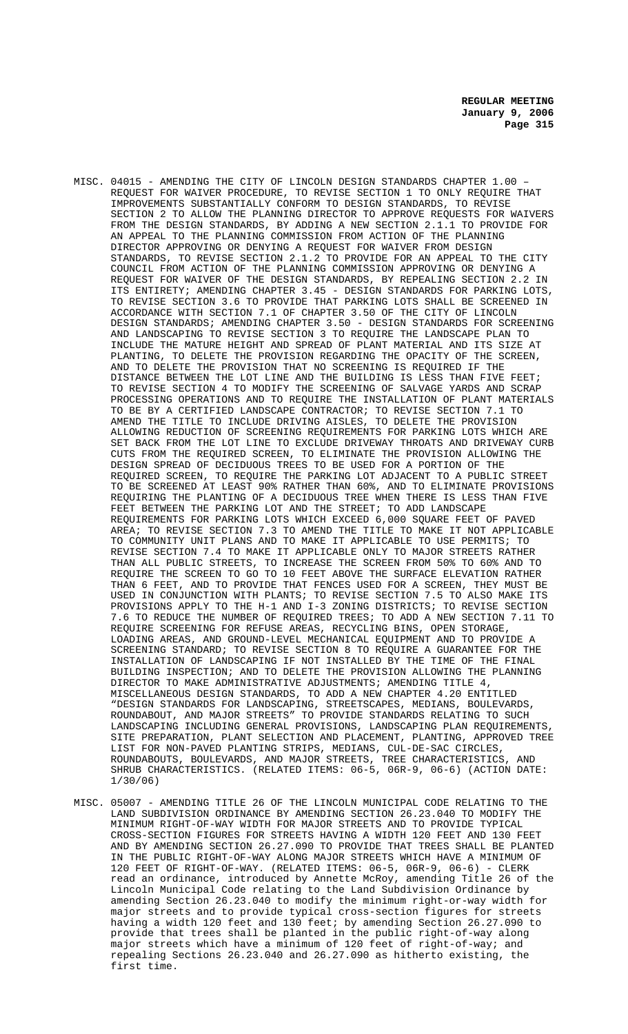MISC. 04015 - AMENDING THE CITY OF LINCOLN DESIGN STANDARDS CHAPTER 1.00 – REQUEST FOR WAIVER PROCEDURE, TO REVISE SECTION 1 TO ONLY REQUIRE THAT IMPROVEMENTS SUBSTANTIALLY CONFORM TO DESIGN STANDARDS, TO REVISE SECTION 2 TO ALLOW THE PLANNING DIRECTOR TO APPROVE REQUESTS FOR WAIVERS FROM THE DESIGN STANDARDS, BY ADDING A NEW SECTION 2.1.1 TO PROVIDE FOR AN APPEAL TO THE PLANNING COMMISSION FROM ACTION OF THE PLANNING DIRECTOR APPROVING OR DENYING A REQUEST FOR WAIVER FROM DESIGN STANDARDS, TO REVISE SECTION 2.1.2 TO PROVIDE FOR AN APPEAL TO THE CITY COUNCIL FROM ACTION OF THE PLANNING COMMISSION APPROVING OR DENYING A REQUEST FOR WAIVER OF THE DESIGN STANDARDS, BY REPEALING SECTION 2.2 IN ITS ENTIRETY; AMENDING CHAPTER 3.45 - DESIGN STANDARDS FOR PARKING LOTS, TO REVISE SECTION 3.6 TO PROVIDE THAT PARKING LOTS SHALL BE SCREENED IN ACCORDANCE WITH SECTION 7.1 OF CHAPTER 3.50 OF THE CITY OF LINCOLN DESIGN STANDARDS; AMENDING CHAPTER 3.50 - DESIGN STANDARDS FOR SCREENING AND LANDSCAPING TO REVISE SECTION 3 TO REQUIRE THE LANDSCAPE PLAN TO INCLUDE THE MATURE HEIGHT AND SPREAD OF PLANT MATERIAL AND ITS SIZE AT PLANTING, TO DELETE THE PROVISION REGARDING THE OPACITY OF THE SCREEN, AND TO DELETE THE PROVISION THAT NO SCREENING IS REQUIRED IF THE DISTANCE BETWEEN THE LOT LINE AND THE BUILDING IS LESS THAN FIVE FEET; TO REVISE SECTION 4 TO MODIFY THE SCREENING OF SALVAGE YARDS AND SCRAP PROCESSING OPERATIONS AND TO REQUIRE THE INSTALLATION OF PLANT MATERIALS TO BE BY A CERTIFIED LANDSCAPE CONTRACTOR; TO REVISE SECTION 7.1 TO AMEND THE TITLE TO INCLUDE DRIVING AISLES, TO DELETE THE PROVISION ALLOWING REDUCTION OF SCREENING REQUIREMENTS FOR PARKING LOTS WHICH ARE SET BACK FROM THE LOT LINE TO EXCLUDE DRIVEWAY THROATS AND DRIVEWAY CURB CUTS FROM THE REQUIRED SCREEN, TO ELIMINATE THE PROVISION ALLOWING THE DESIGN SPREAD OF DECIDUOUS TREES TO BE USED FOR A PORTION OF THE REQUIRED SCREEN, TO REQUIRE THE PARKING LOT ADJACENT TO A PUBLIC STREET TO BE SCREENED AT LEAST 90% RATHER THAN 60%, AND TO ELIMINATE PROVISIONS REQUIRING THE PLANTING OF A DECIDUOUS TREE WHEN THERE IS LESS THAN FIVE FEET BETWEEN THE PARKING LOT AND THE STREET; TO ADD LANDSCAPE REQUIREMENTS FOR PARKING LOTS WHICH EXCEED 6,000 SQUARE FEET OF PAVED AREA; TO REVISE SECTION 7.3 TO AMEND THE TITLE TO MAKE IT NOT APPLICABLE TO COMMUNITY UNIT PLANS AND TO MAKE IT APPLICABLE TO USE PERMITS; TO REVISE SECTION 7.4 TO MAKE IT APPLICABLE ONLY TO MAJOR STREETS RATHER THAN ALL PUBLIC STREETS, TO INCREASE THE SCREEN FROM 50% TO 60% AND TO REQUIRE THE SCREEN TO GO TO 10 FEET ABOVE THE SURFACE ELEVATION RATHER THAN 6 FEET, AND TO PROVIDE THAT FENCES USED FOR A SCREEN, THEY MUST BE USED IN CONJUNCTION WITH PLANTS; TO REVISE SECTION 7.5 TO ALSO MAKE ITS PROVISIONS APPLY TO THE H-1 AND I-3 ZONING DISTRICTS; TO REVISE SECTION 7.6 TO REDUCE THE NUMBER OF REQUIRED TREES; TO ADD A NEW SECTION 7.11 TO REQUIRE SCREENING FOR REFUSE AREAS, RECYCLING BINS, OPEN STORAGE, LOADING AREAS, AND GROUND-LEVEL MECHANICAL EQUIPMENT AND TO PROVIDE A SCREENING STANDARD; TO REVISE SECTION 8 TO REQUIRE A GUARANTEE FOR THE INSTALLATION OF LANDSCAPING IF NOT INSTALLED BY THE TIME OF THE FINAL BUILDING INSPECTION; AND TO DELETE THE PROVISION ALLOWING THE PLANNING DIRECTOR TO MAKE ADMINISTRATIVE ADJUSTMENTS; AMENDING TITLE 4, MISCELLANEOUS DESIGN STANDARDS, TO ADD A NEW CHAPTER 4.20 ENTITLED "DESIGN STANDARDS FOR LANDSCAPING, STREETSCAPES, MEDIANS, BOULEVARDS, ROUNDABOUT, AND MAJOR STREETS" TO PROVIDE STANDARDS RELATING TO SUCH LANDSCAPING INCLUDING GENERAL PROVISIONS, LANDSCAPING PLAN REQUIREMENTS, SITE PREPARATION, PLANT SELECTION AND PLACEMENT, PLANTING, APPROVED TREE LIST FOR NON-PAVED PLANTING STRIPS, MEDIANS, CUL-DE-SAC CIRCLES, ROUNDABOUTS, BOULEVARDS, AND MAJOR STREETS, TREE CHARACTERISTICS, AND SHRUB CHARACTERISTICS. (RELATED ITEMS: 06-5, 06R-9, 06-6) (ACTION DATE: 1/30/06)

MISC. 05007 - AMENDING TITLE 26 OF THE LINCOLN MUNICIPAL CODE RELATING TO THE LAND SUBDIVISION ORDINANCE BY AMENDING SECTION 26.23.040 TO MODIFY THE MINIMUM RIGHT-OF-WAY WIDTH FOR MAJOR STREETS AND TO PROVIDE TYPICAL CROSS-SECTION FIGURES FOR STREETS HAVING A WIDTH 120 FEET AND 130 FEET AND BY AMENDING SECTION 26.27.090 TO PROVIDE THAT TREES SHALL BE PLANTED IN THE PUBLIC RIGHT-OF-WAY ALONG MAJOR STREETS WHICH HAVE A MINIMUM OF 120 FEET OF RIGHT-OF-WAY. (RELATED ITEMS: 06-5, 06R-9, 06-6) - CLERK read an ordinance, introduced by Annette McRoy, amending Title 26 of the Lincoln Municipal Code relating to the Land Subdivision Ordinance by amending Section 26.23.040 to modify the minimum right-or-way width for major streets and to provide typical cross-section figures for streets having a width 120 feet and 130 feet; by amending Section 26.27.090 to provide that trees shall be planted in the public right-of-way along major streets which have a minimum of 120 feet of right-of-way; and repealing Sections 26.23.040 and 26.27.090 as hitherto existing, the first time.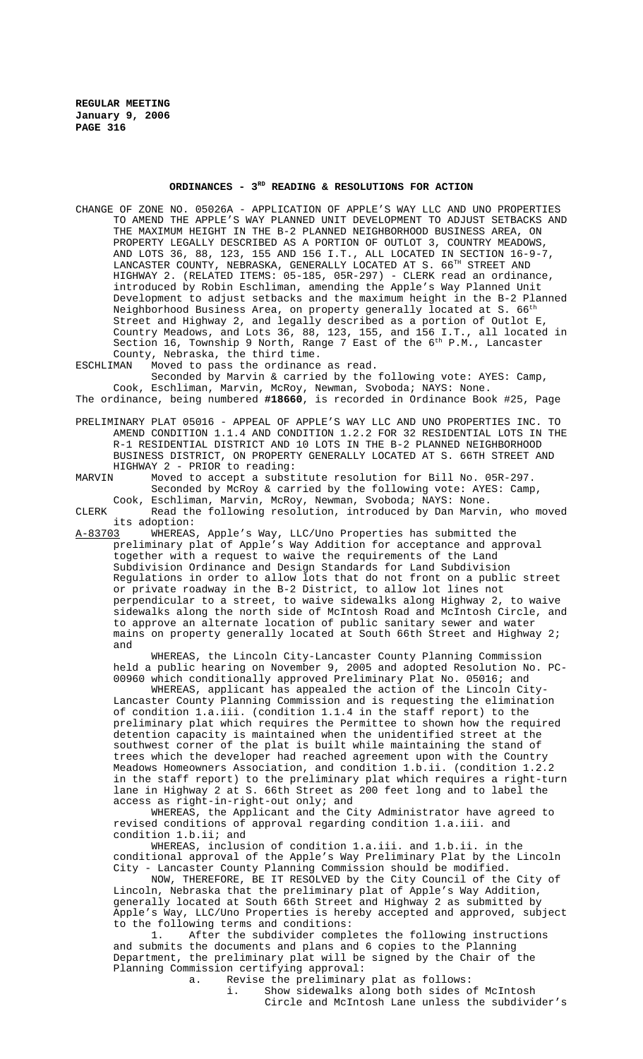## ORDINANCES - 3RD READING & RESOLUTIONS FOR ACTION

CHANGE OF ZONE NO. 05026A - APPLICATION OF APPLE'S WAY LLC AND UNO PROPERTIES TO AMEND THE APPLE'S WAY PLANNED UNIT DEVELOPMENT TO ADJUST SETBACKS AND THE MAXIMUM HEIGHT IN THE B-2 PLANNED NEIGHBORHOOD BUSINESS AREA, ON PROPERTY LEGALLY DESCRIBED AS A PORTION OF OUTLOT 3, COUNTRY MEADOWS, AND LOTS 36, 88, 123, 155 AND 156 I.T., ALL LOCATED IN SECTION 16-9-7, LANCASTER COUNTY, NEBRASKA, GENERALLY LOCATED AT S. 66TH STREET AND HIGHWAY 2. (RELATED ITEMS: 05-185, 05R-297) - CLERK read an ordinance, introduced by Robin Eschliman, amending the Apple's Way Planned Unit Development to adjust setbacks and the maximum height in the B-2 Planned Neighborhood Business Area, on property generally located at S. 66th Street and Highway 2, and legally described as a portion of Outlot E, Country Meadows, and Lots 36, 88, 123, 155, and 156 I.T., all located in Section 16, Township 9 North, Range 7 East of the 6th P.M., Lancaster County, Nebraska, the third time.

ESCHLIMAN Moved to pass the ordinance as read.

Seconded by Marvin & carried by the following vote: AYES: Camp, Cook, Eschliman, Marvin, McRoy, Newman, Svoboda; NAYS: None.

The ordinance, being numbered **#18660**, is recorded in Ordinance Book #25, Page

PRELIMINARY PLAT 05016 - APPEAL OF APPLE'S WAY LLC AND UNO PROPERTIES INC. TO AMEND CONDITION 1.1.4 AND CONDITION 1.2.2 FOR 32 RESIDENTIAL LOTS IN THE R-1 RESIDENTIAL DISTRICT AND 10 LOTS IN THE B-2 PLANNED NEIGHBORHOOD BUSINESS DISTRICT, ON PROPERTY GENERALLY LOCATED AT S. 66TH STREET AND HIGHWAY 2 - PRIOR to reading:

MARVIN Moved to accept a substitute resolution for Bill No. 05R-297.

Seconded by McRoy & carried by the following vote: AYES: Camp, Cook, Eschliman, Marvin, McRoy, Newman, Svoboda; NAYS: None.

CLERK Read the following resolution, introduced by Dan Marvin, who moved its adoption:

A-83703 WHEREAS, Apple's Way, LLC/Uno Properties has submitted the preliminary plat of Apple's Way Addition for acceptance and approval together with a request to waive the requirements of the Land Subdivision Ordinance and Design Standards for Land Subdivision Regulations in order to allow lots that do not front on a public street or private roadway in the B-2 District, to allow lot lines not perpendicular to a street, to waive sidewalks along Highway 2, to waive sidewalks along the north side of McIntosh Road and McIntosh Circle, and to approve an alternate location of public sanitary sewer and water mains on property generally located at South 66th Street and Highway 2; and

WHEREAS, the Lincoln City-Lancaster County Planning Commission held a public hearing on November 9, 2005 and adopted Resolution No. PC-00960 which conditionally approved Preliminary Plat No. 05016; and

WHEREAS, applicant has appealed the action of the Lincoln City-Lancaster County Planning Commission and is requesting the elimination of condition 1.a.iii. (condition 1.1.4 in the staff report) to the preliminary plat which requires the Permittee to shown how the required detention capacity is maintained when the unidentified street at the southwest corner of the plat is built while maintaining the stand of trees which the developer had reached agreement upon with the Country Meadows Homeowners Association, and condition 1.b.ii. (condition 1.2.2 in the staff report) to the preliminary plat which requires a right-turn lane in Highway 2 at S. 66th Street as 200 feet long and to label the access as right-in-right-out only; and

WHEREAS, the Applicant and the City Administrator have agreed to revised conditions of approval regarding condition 1.a.iii. and condition 1.b.ii; and

WHEREAS, inclusion of condition 1.a.iii. and 1.b.ii. in the conditional approval of the Apple's Way Preliminary Plat by the Lincoln City - Lancaster County Planning Commission should be modified.

NOW, THEREFORE, BE IT RESOLVED by the City Council of the City of Lincoln, Nebraska that the preliminary plat of Apple's Way Addition, generally located at South 66th Street and Highway 2 as submitted by Apple's Way, LLC/Uno Properties is hereby accepted and approved, subject to the following terms and conditions:

1. After the subdivider completes the following instructions and submits the documents and plans and 6 copies to the Planning Department, the preliminary plat will be signed by the Chair of the Planning Commission certifying approval:

   a. Revise the preliminary plat as follows:

      i. Show sidewalks along both sides of McIntosh Circle and McIntosh Lane unless the subdivider's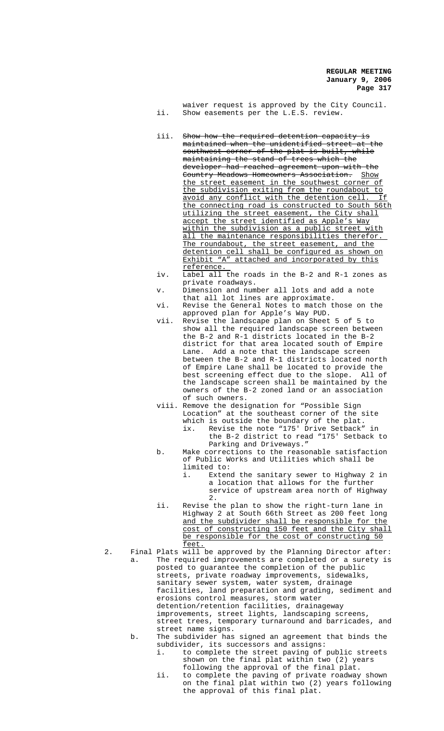waiver request is approved by the City Council.

ii. Show easements per the L.E.S. review.

iii. ~~Show how the required detention capacity is maintained when the unidentified street at the southwest corner of the plat is built, while maintaining the stand of trees which the developer had reached agreement upon with the Country Meadows Homeowners Association.~~ Show the street easement in the southwest corner of the subdivision exiting from the roundabout to avoid any conflict with the detention cell. If the connecting road is constructed to South 56th utilizing the street easement, the City shall accept the street identified as Apple's Way within the subdivision as a public street with all the maintenance responsibilities therefor. The roundabout, the street easement, and the detention cell shall be configured as shown on Exhibit "A" attached and incorporated by this reference.

iv. Label all the roads in the B-2 and R-1 zones as private roadways.

v. Dimension and number all lots and add a note that all lot lines are approximate.

vi. Revise the General Notes to match those on the approved plan for Apple's Way PUD.

vii. Revise the landscape plan on Sheet 5 of 5 to show all the required landscape screen between the B-2 and R-1 districts located in the B-2 district for that area located south of Empire Lane. Add a note that the landscape screen between the B-2 and R-1 districts located north of Empire Lane shall be located to provide the best screening effect due to the slope. All of the landscape screen shall be maintained by the owners of the B-2 zoned land or an association of such owners.

viii. Remove the designation for "Possible Sign Location" at the southeast corner of the site which is outside the boundary of the plat.

ix. Revise the note "175' Drive Setback" in the B-2 district to read "175' Setback to Parking and Driveways."

b. Make corrections to the reasonable satisfaction of Public Works and Utilities which shall be limited to:

i. Extend the sanitary sewer to Highway 2 in a location that allows for the further service of upstream area north of Highway 2.

ii. Revise the plan to show the right-turn lane in Highway 2 at South 66th Street as 200 feet long and the subdivider shall be responsible for the cost of constructing 150 feet and the City shall be responsible for the cost of constructing 50 feet.

2. Final Plats will be approved by the Planning Director after:

a. The required improvements are completed or a surety is posted to guarantee the completion of the public streets, private roadway improvements, sidewalks, sanitary sewer system, water system, drainage facilities, land preparation and grading, sediment and erosions control measures, storm water detention/retention facilities, drainageway improvements, street lights, landscaping screens, street trees, temporary turnaround and barricades, and street name signs.

b. The subdivider has signed an agreement that binds the subdivider, its successors and assigns:

i. to complete the street paving of public streets shown on the final plat within two (2) years following the approval of the final plat.

ii. to complete the paving of private roadway shown on the final plat within two (2) years following the approval of this final plat.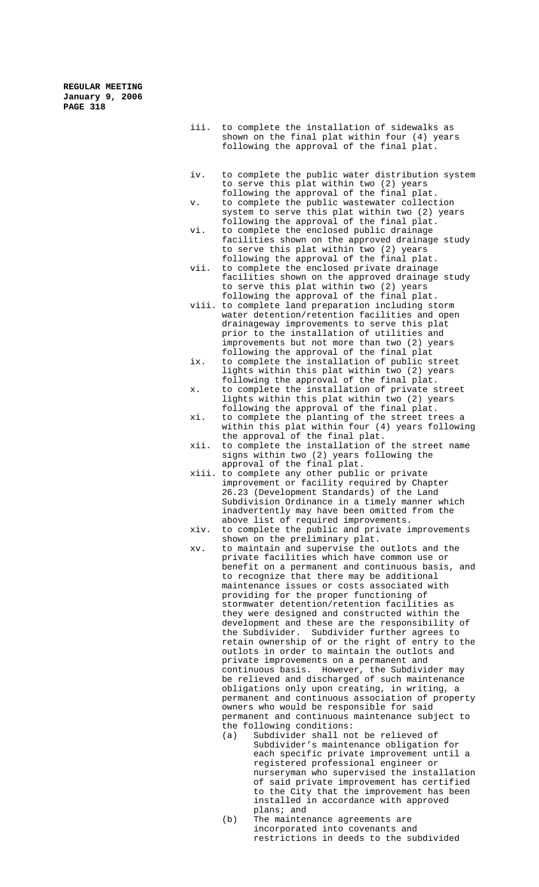iii. to complete the installation of sidewalks as shown on the final plat within four (4) years following the approval of the final plat.

iv. to complete the public water distribution system to serve this plat within two (2) years following the approval of the final plat.

v. to complete the public wastewater collection system to serve this plat within two (2) years following the approval of the final plat.

vi. to complete the enclosed public drainage facilities shown on the approved drainage study to serve this plat within two (2) years following the approval of the final plat.

vii. to complete the enclosed private drainage facilities shown on the approved drainage study to serve this plat within two (2) years following the approval of the final plat.

viii. to complete land preparation including storm water detention/retention facilities and open drainageway improvements to serve this plat prior to the installation of utilities and improvements but not more than two (2) years following the approval of the final plat

ix. to complete the installation of public street lights within this plat within two (2) years following the approval of the final plat.

x. to complete the installation of private street lights within this plat within two (2) years following the approval of the final plat.

xi. to complete the planting of the street trees a within this plat within four (4) years following the approval of the final plat.

xii. to complete the installation of the street name signs within two (2) years following the approval of the final plat.

xiii. to complete any other public or private improvement or facility required by Chapter 26.23 (Development Standards) of the Land Subdivision Ordinance in a timely manner which inadvertently may have been omitted from the above list of required improvements.

xiv. to complete the public and private improvements shown on the preliminary plat.

xv. to maintain and supervise the outlots and the private facilities which have common use or benefit on a permanent and continuous basis, and to recognize that there may be additional maintenance issues or costs associated with providing for the proper functioning of stormwater detention/retention facilities as they were designed and constructed within the development and these are the responsibility of the Subdivider. Subdivider further agrees to retain ownership of or the right of entry to the outlots in order to maintain the outlots and private improvements on a permanent and continuous basis. However, the Subdivider may be relieved and discharged of such maintenance obligations only upon creating, in writing, a permanent and continuous association of property owners who would be responsible for said permanent and continuous maintenance subject to the following conditions:

(a) Subdivider shall not be relieved of Subdivider's maintenance obligation for each specific private improvement until a registered professional engineer or nurseryman who supervised the installation of said private improvement has certified to the City that the improvement has been installed in accordance with approved plans; and

(b) The maintenance agreements are incorporated into covenants and restrictions in deeds to the subdivided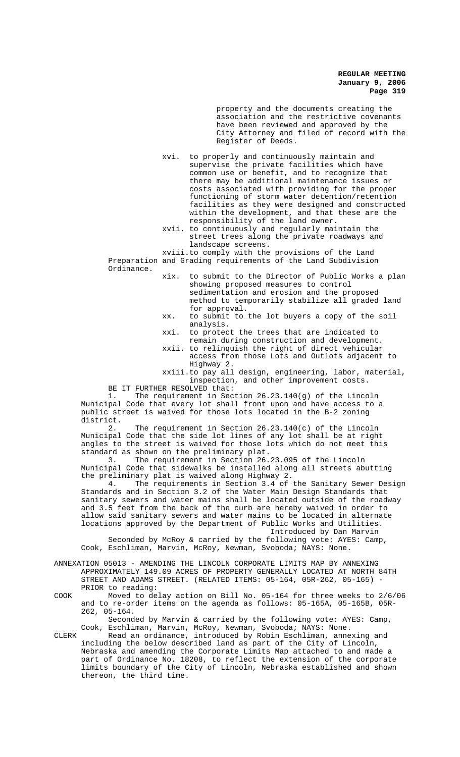property and the documents creating the association and the restrictive covenants have been reviewed and approved by the City Attorney and filed of record with the Register of Deeds.

xvi. to properly and continuously maintain and supervise the private facilities which have common use or benefit, and to recognize that there may be additional maintenance issues or costs associated with providing for the proper functioning of storm water detention/retention facilities as they were designed and constructed within the development, and that these are the responsibility of the land owner.

xvii. to continuously and regularly maintain the street trees along the private roadways and landscape screens.

xviii. to comply with the provisions of the Land Preparation and Grading requirements of the Land Subdivision Ordinance.

xix. to submit to the Director of Public Works a plan showing proposed measures to control sedimentation and erosion and the proposed method to temporarily stabilize all graded land for approval.

xx. to submit to the lot buyers a copy of the soil analysis.

xxi. to protect the trees that are indicated to remain during construction and development.

xxii. to relinquish the right of direct vehicular access from those Lots and Outlots adjacent to Highway 2.

xxiii. to pay all design, engineering, labor, material, inspection, and other improvement costs.

BE IT FURTHER RESOLVED that:

1. The requirement in Section 26.23.140(g) of the Lincoln Municipal Code that every lot shall front upon and have access to a public street is waived for those lots located in the B-2 zoning district.

2. The requirement in Section 26.23.140(c) of the Lincoln Municipal Code that the side lot lines of any lot shall be at right angles to the street is waived for those lots which do not meet this standard as shown on the preliminary plat.

3. The requirement in Section 26.23.095 of the Lincoln Municipal Code that sidewalks be installed along all streets abutting the preliminary plat is waived along Highway 2.

4. The requirements in Section 3.4 of the Sanitary Sewer Design Standards and in Section 3.2 of the Water Main Design Standards that sanitary sewers and water mains shall be located outside of the roadway and 3.5 feet from the back of the curb are hereby waived in order to allow said sanitary sewers and water mains to be located in alternate locations approved by the Department of Public Works and Utilities.

Introduced by Dan Marvin

Seconded by McRoy & carried by the following vote: AYES: Camp, Cook, Eschliman, Marvin, McRoy, Newman, Svoboda; NAYS: None.

ANNEXATION 05013 - AMENDING THE LINCOLN CORPORATE LIMITS MAP BY ANNEXING APPROXIMATELY 149.09 ACRES OF PROPERTY GENERALLY LOCATED AT NORTH 84TH STREET AND ADAMS STREET. (RELATED ITEMS: 05-164, 05R-262, 05-165) - PRIOR to reading:

COOK Moved to delay action on Bill No. 05-164 for three weeks to 2/6/06 and to re-order items on the agenda as follows: 05-165A, 05-165B, 05R-262, 05-164.

Seconded by Marvin & carried by the following vote: AYES: Camp, Cook, Eschliman, Marvin, McRoy, Newman, Svoboda; NAYS: None.

CLERK Read an ordinance, introduced by Robin Eschliman, annexing and including the below described land as part of the City of Lincoln, Nebraska and amending the Corporate Limits Map attached to and made a part of Ordinance No. 18208, to reflect the extension of the corporate limits boundary of the City of Lincoln, Nebraska established and shown thereon, the third time.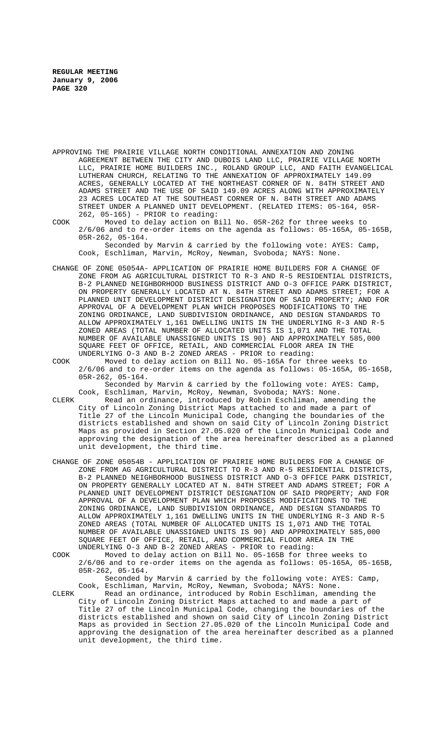APPROVING THE PRAIRIE VILLAGE NORTH CONDITIONAL ANNEXATION AND ZONING AGREEMENT BETWEEN THE CITY AND DUBOIS LAND LLC, PRAIRIE VILLAGE NORTH LLC, PRAIRIE HOME BUILDERS INC., ROLAND GROUP LLC, AND FAITH EVANGELICAL LUTHERAN CHURCH, RELATING TO THE ANNEXATION OF APPROXIMATELY 149.09 ACRES, GENERALLY LOCATED AT THE NORTHEAST CORNER OF N. 84TH STREET AND ADAMS STREET AND THE USE OF SAID 149.09 ACRES ALONG WITH APPROXIMATELY 23 ACRES LOCATED AT THE SOUTHEAST CORNER OF N. 84TH STREET AND ADAMS STREET UNDER A PLANNED UNIT DEVELOPMENT. (RELATED ITEMS: 05-164, 05R-262, 05-165) - PRIOR to reading:

COOK Moved to delay action on Bill No. 05R-262 for three weeks to 2/6/06 and to re-order items on the agenda as follows: 05-165A, 05-165B, 05R-262, 05-164.

Seconded by Marvin & carried by the following vote: AYES: Camp, Cook, Eschliman, Marvin, McRoy, Newman, Svoboda; NAYS: None.

CHANGE OF ZONE 05054A- APPLICATION OF PRAIRIE HOME BUILDERS FOR A CHANGE OF ZONE FROM AG AGRICULTURAL DISTRICT TO R-3 AND R-5 RESIDENTIAL DISTRICTS, B-2 PLANNED NEIGHBORHOOD BUSINESS DISTRICT AND O-3 OFFICE PARK DISTRICT, ON PROPERTY GENERALLY LOCATED AT N. 84TH STREET AND ADAMS STREET; FOR A PLANNED UNIT DEVELOPMENT DISTRICT DESIGNATION OF SAID PROPERTY; AND FOR APPROVAL OF A DEVELOPMENT PLAN WHICH PROPOSES MODIFICATIONS TO THE ZONING ORDINANCE, LAND SUBDIVISION ORDINANCE, AND DESIGN STANDARDS TO ALLOW APPROXIMATELY 1,161 DWELLING UNITS IN THE UNDERLYING R-3 AND R-5 ZONED AREAS (TOTAL NUMBER OF ALLOCATED UNITS IS 1,071 AND THE TOTAL NUMBER OF AVAILABLE UNASSIGNED UNITS IS 90) AND APPROXIMATELY 585,000 SQUARE FEET OF OFFICE, RETAIL, AND COMMERCIAL FLOOR AREA IN THE UNDERLYING O-3 AND B-2 ZONED AREAS - PRIOR to reading:

COOK Moved to delay action on Bill No. 05-165A for three weeks to 2/6/06 and to re-order items on the agenda as follows: 05-165A, 05-165B, 05R-262, 05-164.

Seconded by Marvin & carried by the following vote: AYES: Camp, Cook, Eschliman, Marvin, McRoy, Newman, Svoboda; NAYS: None.

CLERK Read an ordinance, introduced by Robin Eschliman, amending the City of Lincoln Zoning District Maps attached to and made a part of Title 27 of the Lincoln Municipal Code, changing the boundaries of the districts established and shown on said City of Lincoln Zoning District Maps as provided in Section 27.05.020 of the Lincoln Municipal Code and approving the designation of the area hereinafter described as a planned unit development, the third time.

CHANGE OF ZONE 05054B - APPLICATION OF PRAIRIE HOME BUILDERS FOR A CHANGE OF ZONE FROM AG AGRICULTURAL DISTRICT TO R-3 AND R-5 RESIDENTIAL DISTRICTS, B-2 PLANNED NEIGHBORHOOD BUSINESS DISTRICT AND O-3 OFFICE PARK DISTRICT, ON PROPERTY GENERALLY LOCATED AT N. 84TH STREET AND ADAMS STREET; FOR A PLANNED UNIT DEVELOPMENT DISTRICT DESIGNATION OF SAID PROPERTY; AND FOR APPROVAL OF A DEVELOPMENT PLAN WHICH PROPOSES MODIFICATIONS TO THE ZONING ORDINANCE, LAND SUBDIVISION ORDINANCE, AND DESIGN STANDARDS TO ALLOW APPROXIMATELY 1,161 DWELLING UNITS IN THE UNDERLYING R-3 AND R-5 ZONED AREAS (TOTAL NUMBER OF ALLOCATED UNITS IS 1,071 AND THE TOTAL NUMBER OF AVAILABLE UNASSIGNED UNITS IS 90) AND APPROXIMATELY 585,000 SQUARE FEET OF OFFICE, RETAIL, AND COMMERCIAL FLOOR AREA IN THE UNDERLYING O-3 AND B-2 ZONED AREAS - PRIOR to reading:

COOK Moved to delay action on Bill No. 05-165B for three weeks to 2/6/06 and to re-order items on the agenda as follows: 05-165A, 05-165B, 05R-262, 05-164.

Seconded by Marvin & carried by the following vote: AYES: Camp, Cook, Eschliman, Marvin, McRoy, Newman, Svoboda; NAYS: None.

CLERK Read an ordinance, introduced by Robin Eschliman, amending the City of Lincoln Zoning District Maps attached to and made a part of Title 27 of the Lincoln Municipal Code, changing the boundaries of the districts established and shown on said City of Lincoln Zoning District Maps as provided in Section 27.05.020 of the Lincoln Municipal Code and approving the designation of the area hereinafter described as a planned unit development, the third time.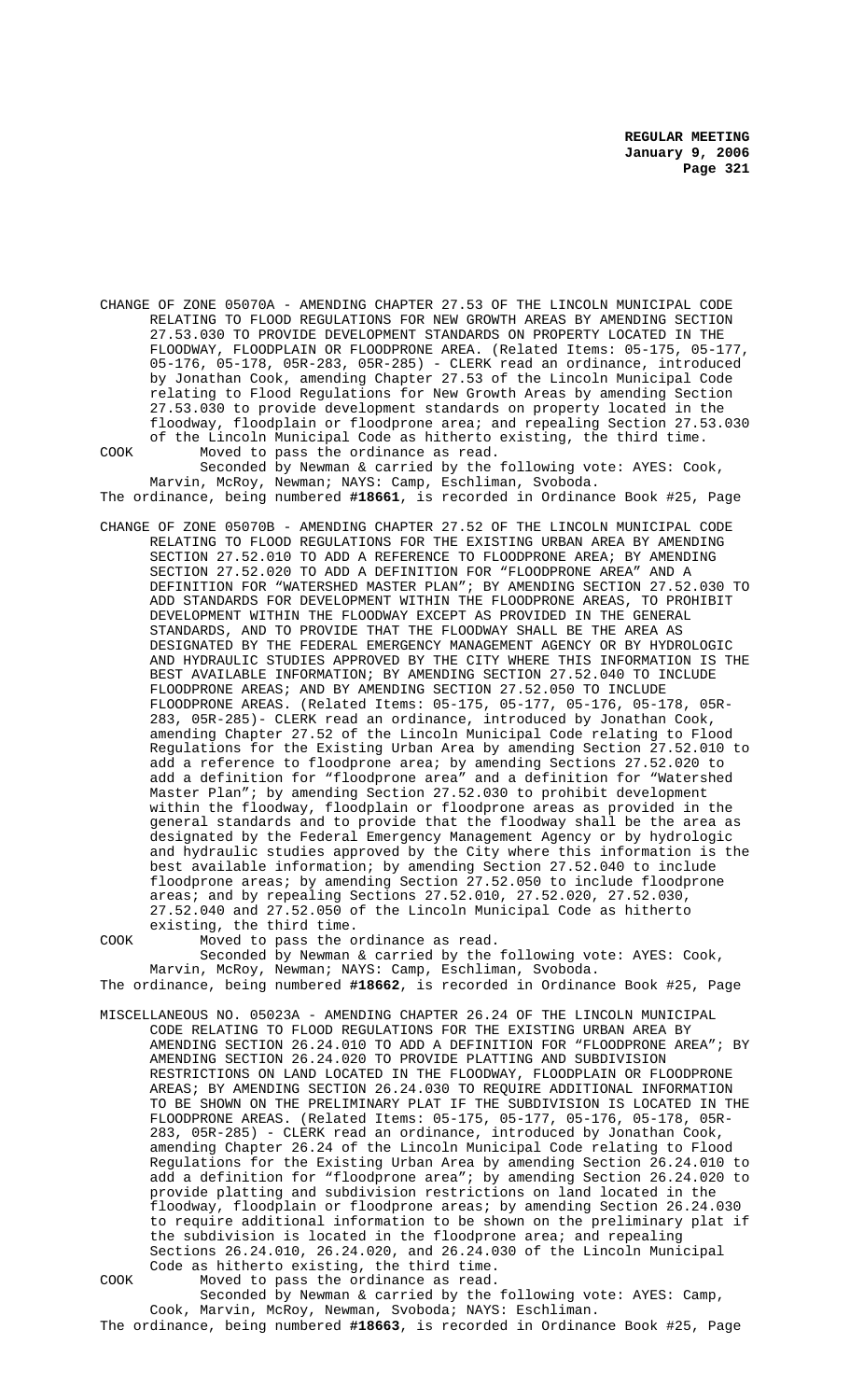CHANGE OF ZONE 05070A - AMENDING CHAPTER 27.53 OF THE LINCOLN MUNICIPAL CODE RELATING TO FLOOD REGULATIONS FOR NEW GROWTH AREAS BY AMENDING SECTION 27.53.030 TO PROVIDE DEVELOPMENT STANDARDS ON PROPERTY LOCATED IN THE FLOODWAY, FLOODPLAIN OR FLOODPRONE AREA. (Related Items: 05-175, 05-177, 05-176, 05-178, 05R-283, 05R-285) - CLERK read an ordinance, introduced by Jonathan Cook, amending Chapter 27.53 of the Lincoln Municipal Code relating to Flood Regulations for New Growth Areas by amending Section 27.53.030 to provide development standards on property located in the floodway, floodplain or floodprone area; and repealing Section 27.53.030 of the Lincoln Municipal Code as hitherto existing, the third time.

COOK Moved to pass the ordinance as read.

Seconded by Newman & carried by the following vote: AYES: Cook, Marvin, McRoy, Newman; NAYS: Camp, Eschliman, Svoboda.

The ordinance, being numbered **#18661**, is recorded in Ordinance Book #25, Page

CHANGE OF ZONE 05070B - AMENDING CHAPTER 27.52 OF THE LINCOLN MUNICIPAL CODE RELATING TO FLOOD REGULATIONS FOR THE EXISTING URBAN AREA BY AMENDING SECTION 27.52.010 TO ADD A REFERENCE TO FLOODPRONE AREA; BY AMENDING SECTION 27.52.020 TO ADD A DEFINITION FOR "FLOODPRONE AREA" AND A DEFINITION FOR "WATERSHED MASTER PLAN"; BY AMENDING SECTION 27.52.030 TO ADD STANDARDS FOR DEVELOPMENT WITHIN THE FLOODPRONE AREAS, TO PROHIBIT DEVELOPMENT WITHIN THE FLOODWAY EXCEPT AS PROVIDED IN THE GENERAL STANDARDS, AND TO PROVIDE THAT THE FLOODWAY SHALL BE THE AREA AS DESIGNATED BY THE FEDERAL EMERGENCY MANAGEMENT AGENCY OR BY HYDROLOGIC AND HYDRAULIC STUDIES APPROVED BY THE CITY WHERE THIS INFORMATION IS THE BEST AVAILABLE INFORMATION; BY AMENDING SECTION 27.52.040 TO INCLUDE FLOODPRONE AREAS; AND BY AMENDING SECTION 27.52.050 TO INCLUDE FLOODPRONE AREAS. (Related Items: 05-175, 05-177, 05-176, 05-178, 05R-283, 05R-285)- CLERK read an ordinance, introduced by Jonathan Cook, amending Chapter 27.52 of the Lincoln Municipal Code relating to Flood Regulations for the Existing Urban Area by amending Section 27.52.010 to add a reference to floodprone area; by amending Sections 27.52.020 to add a definition for "floodprone area" and a definition for "Watershed Master Plan"; by amending Section 27.52.030 to prohibit development within the floodway, floodplain or floodprone areas as provided in the general standards and to provide that the floodway shall be the area as designated by the Federal Emergency Management Agency or by hydrologic and hydraulic studies approved by the City where this information is the best available information; by amending Section 27.52.040 to include floodprone areas; by amending Section 27.52.050 to include floodprone areas; and by repealing Sections 27.52.010, 27.52.020, 27.52.030, 27.52.040 and 27.52.050 of the Lincoln Municipal Code as hitherto existing, the third time.

COOK Moved to pass the ordinance as read.

Seconded by Newman & carried by the following vote: AYES: Cook, Marvin, McRoy, Newman; NAYS: Camp, Eschliman, Svoboda.

The ordinance, being numbered **#18662**, is recorded in Ordinance Book #25, Page

MISCELLANEOUS NO. 05023A - AMENDING CHAPTER 26.24 OF THE LINCOLN MUNICIPAL CODE RELATING TO FLOOD REGULATIONS FOR THE EXISTING URBAN AREA BY AMENDING SECTION 26.24.010 TO ADD A DEFINITION FOR "FLOODPRONE AREA"; BY AMENDING SECTION 26.24.020 TO PROVIDE PLATTING AND SUBDIVISION RESTRICTIONS ON LAND LOCATED IN THE FLOODWAY, FLOODPLAIN OR FLOODPRONE AREAS; BY AMENDING SECTION 26.24.030 TO REQUIRE ADDITIONAL INFORMATION TO BE SHOWN ON THE PRELIMINARY PLAT IF THE SUBDIVISION IS LOCATED IN THE FLOODPRONE AREAS. (Related Items: 05-175, 05-177, 05-176, 05-178, 05R-283, 05R-285) - CLERK read an ordinance, introduced by Jonathan Cook, amending Chapter 26.24 of the Lincoln Municipal Code relating to Flood Regulations for the Existing Urban Area by amending Section 26.24.010 to add a definition for "floodprone area"; by amending Section 26.24.020 to provide platting and subdivision restrictions on land located in the floodway, floodplain or floodprone areas; by amending Section 26.24.030 to require additional information to be shown on the preliminary plat if the subdivision is located in the floodprone area; and repealing Sections 26.24.010, 26.24.020, and 26.24.030 of the Lincoln Municipal Code as hitherto existing, the third time.

COOK Moved to pass the ordinance as read.

Seconded by Newman & carried by the following vote: AYES: Camp, Cook, Marvin, McRoy, Newman, Svoboda; NAYS: Eschliman.

The ordinance, being numbered **#18663**, is recorded in Ordinance Book #25, Page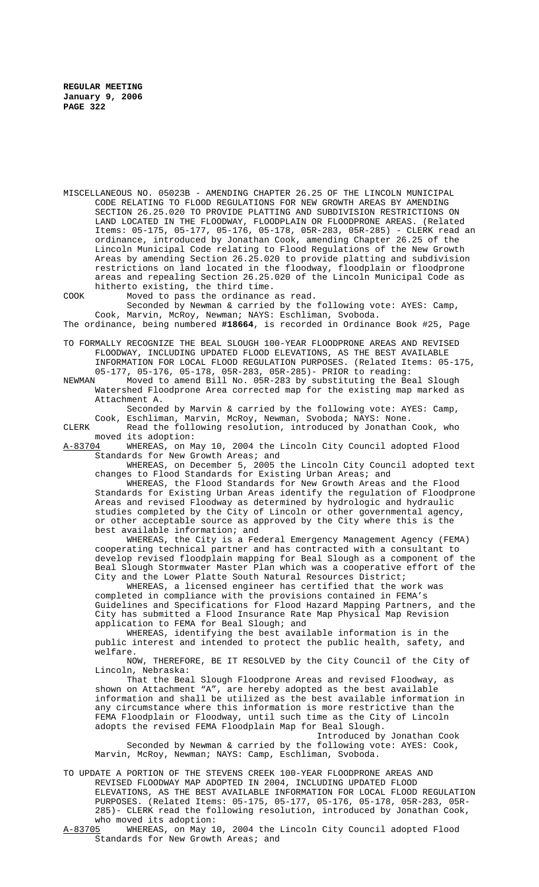MISCELLANEOUS NO. 05023B - AMENDING CHAPTER 26.25 OF THE LINCOLN MUNICIPAL CODE RELATING TO FLOOD REGULATIONS FOR NEW GROWTH AREAS BY AMENDING SECTION 26.25.020 TO PROVIDE PLATTING AND SUBDIVISION RESTRICTIONS ON LAND LOCATED IN THE FLOODWAY, FLOODPLAIN OR FLOODPRONE AREAS. (Related Items: 05-175, 05-177, 05-176, 05-178, 05R-283, 05R-285) - CLERK read an ordinance, introduced by Jonathan Cook, amending Chapter 26.25 of the Lincoln Municipal Code relating to Flood Regulations of the New Growth Areas by amending Section 26.25.020 to provide platting and subdivision restrictions on land located in the floodway, floodplain or floodprone areas and repealing Section 26.25.020 of the Lincoln Municipal Code as hitherto existing, the third time.

COOK Moved to pass the ordinance as read.

Seconded by Newman & carried by the following vote: AYES: Camp, Cook, Marvin, McRoy, Newman; NAYS: Eschliman, Svoboda.

The ordinance, being numbered **#18664**, is recorded in Ordinance Book #25, Page

TO FORMALLY RECOGNIZE THE BEAL SLOUGH 100-YEAR FLOODPRONE AREAS AND REVISED FLOODWAY, INCLUDING UPDATED FLOOD ELEVATIONS, AS THE BEST AVAILABLE INFORMATION FOR LOCAL FLOOD REGULATION PURPOSES. (Related Items: 05-175, 05-177, 05-176, 05-178, 05R-283, 05R-285)- PRIOR to reading:

NEWMAN Moved to amend Bill No. 05R-283 by substituting the Beal Slough Watershed Floodprone Area corrected map for the existing map marked as Attachment A.

Seconded by Marvin & carried by the following vote: AYES: Camp, Cook, Eschliman, Marvin, McRoy, Newman, Svoboda; NAYS: None.

CLERK Read the following resolution, introduced by Jonathan Cook, who moved its adoption:

A-83704 WHEREAS, on May 10, 2004 the Lincoln City Council adopted Flood Standards for New Growth Areas; and

WHEREAS, on December 5, 2005 the Lincoln City Council adopted text changes to Flood Standards for Existing Urban Areas; and

WHEREAS, the Flood Standards for New Growth Areas and the Flood Standards for Existing Urban Areas identify the regulation of Floodprone Areas and revised Floodway as determined by hydrologic and hydraulic studies completed by the City of Lincoln or other governmental agency, or other acceptable source as approved by the City where this is the best available information; and

WHEREAS, the City is a Federal Emergency Management Agency (FEMA) cooperating technical partner and has contracted with a consultant to develop revised floodplain mapping for Beal Slough as a component of the Beal Slough Stormwater Master Plan which was a cooperative effort of the City and the Lower Platte South Natural Resources District;

WHEREAS, a licensed engineer has certified that the work was completed in compliance with the provisions contained in FEMA's Guidelines and Specifications for Flood Hazard Mapping Partners, and the City has submitted a Flood Insurance Rate Map Physical Map Revision application to FEMA for Beal Slough; and

WHEREAS, identifying the best available information is in the public interest and intended to protect the public health, safety, and welfare.

NOW, THEREFORE, BE IT RESOLVED by the City Council of the City of Lincoln, Nebraska:

That the Beal Slough Floodprone Areas and revised Floodway, as shown on Attachment "A", are hereby adopted as the best available information and shall be utilized as the best available information in any circumstance where this information is more restrictive than the FEMA Floodplain or Floodway, until such time as the City of Lincoln adopts the revised FEMA Floodplain Map for Beal Slough.

Introduced by Jonathan Cook

Seconded by Newman & carried by the following vote: AYES: Cook, Marvin, McRoy, Newman; NAYS: Camp, Eschliman, Svoboda.

TO UPDATE A PORTION OF THE STEVENS CREEK 100-YEAR FLOODPRONE AREAS AND REVISED FLOODWAY MAP ADOPTED IN 2004, INCLUDING UPDATED FLOOD ELEVATIONS, AS THE BEST AVAILABLE INFORMATION FOR LOCAL FLOOD REGULATION PURPOSES. (Related Items: 05-175, 05-177, 05-176, 05-178, 05R-283, 05R-285)- CLERK read the following resolution, introduced by Jonathan Cook, who moved its adoption:

A-83705 WHEREAS, on May 10, 2004 the Lincoln City Council adopted Flood Standards for New Growth Areas; and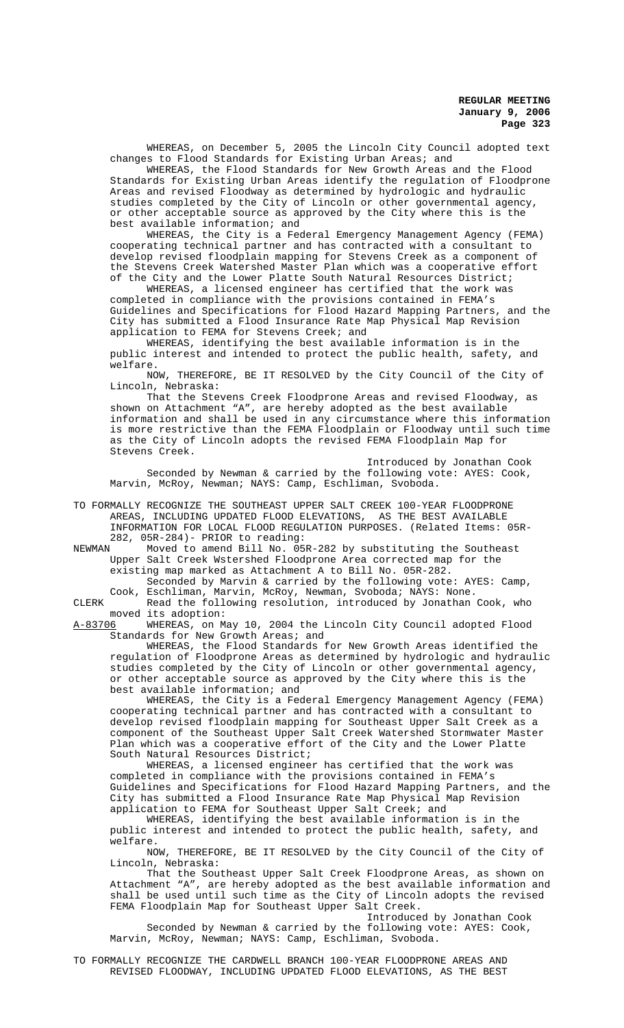WHEREAS, on December 5, 2005 the Lincoln City Council adopted text changes to Flood Standards for Existing Urban Areas; and

WHEREAS, the Flood Standards for New Growth Areas and the Flood Standards for Existing Urban Areas identify the regulation of Floodprone Areas and revised Floodway as determined by hydrologic and hydraulic studies completed by the City of Lincoln or other governmental agency, or other acceptable source as approved by the City where this is the best available information; and

WHEREAS, the City is a Federal Emergency Management Agency (FEMA) cooperating technical partner and has contracted with a consultant to develop revised floodplain mapping for Stevens Creek as a component of the Stevens Creek Watershed Master Plan which was a cooperative effort of the City and the Lower Platte South Natural Resources District;

WHEREAS, a licensed engineer has certified that the work was completed in compliance with the provisions contained in FEMA's Guidelines and Specifications for Flood Hazard Mapping Partners, and the City has submitted a Flood Insurance Rate Map Physical Map Revision application to FEMA for Stevens Creek; and

WHEREAS, identifying the best available information is in the public interest and intended to protect the public health, safety, and welfare.

NOW, THEREFORE, BE IT RESOLVED by the City Council of the City of Lincoln, Nebraska:

That the Stevens Creek Floodprone Areas and revised Floodway, as shown on Attachment "A", are hereby adopted as the best available information and shall be used in any circumstance where this information is more restrictive than the FEMA Floodplain or Floodway until such time as the City of Lincoln adopts the revised FEMA Floodplain Map for Stevens Creek.

Introduced by Jonathan Cook

Seconded by Newman & carried by the following vote: AYES: Cook, Marvin, McRoy, Newman; NAYS: Camp, Eschliman, Svoboda.

TO FORMALLY RECOGNIZE THE SOUTHEAST UPPER SALT CREEK 100-YEAR FLOODPRONE AREAS, INCLUDING UPDATED FLOOD ELEVATIONS, AS THE BEST AVAILABLE INFORMATION FOR LOCAL FLOOD REGULATION PURPOSES. (Related Items: 05R-282, 05R-284)- PRIOR to reading:

NEWMAN Moved to amend Bill No. 05R-282 by substituting the Southeast Upper Salt Creek Wstershed Floodprone Area corrected map for the existing map marked as Attachment A to Bill No. 05R-282.

Seconded by Marvin & carried by the following vote: AYES: Camp, Cook, Eschliman, Marvin, McRoy, Newman, Svoboda; NAYS: None.

CLERK Read the following resolution, introduced by Jonathan Cook, who moved its adoption:

A-83706 WHEREAS, on May 10, 2004 the Lincoln City Council adopted Flood Standards for New Growth Areas; and

WHEREAS, the Flood Standards for New Growth Areas identified the regulation of Floodprone Areas as determined by hydrologic and hydraulic studies completed by the City of Lincoln or other governmental agency, or other acceptable source as approved by the City where this is the best available information; and

WHEREAS, the City is a Federal Emergency Management Agency (FEMA) cooperating technical partner and has contracted with a consultant to develop revised floodplain mapping for Southeast Upper Salt Creek as a component of the Southeast Upper Salt Creek Watershed Stormwater Master Plan which was a cooperative effort of the City and the Lower Platte South Natural Resources District;

WHEREAS, a licensed engineer has certified that the work was completed in compliance with the provisions contained in FEMA's Guidelines and Specifications for Flood Hazard Mapping Partners, and the City has submitted a Flood Insurance Rate Map Physical Map Revision application to FEMA for Southeast Upper Salt Creek; and

WHEREAS, identifying the best available information is in the public interest and intended to protect the public health, safety, and welfare.

NOW, THEREFORE, BE IT RESOLVED by the City Council of the City of Lincoln, Nebraska:

That the Southeast Upper Salt Creek Floodprone Areas, as shown on Attachment "A", are hereby adopted as the best available information and shall be used until such time as the City of Lincoln adopts the revised FEMA Floodplain Map for Southeast Upper Salt Creek.

Introduced by Jonathan Cook

Seconded by Newman & carried by the following vote: AYES: Cook, Marvin, McRoy, Newman; NAYS: Camp, Eschliman, Svoboda.

TO FORMALLY RECOGNIZE THE CARDWELL BRANCH 100-YEAR FLOODPRONE AREAS AND REVISED FLOODWAY, INCLUDING UPDATED FLOOD ELEVATIONS, AS THE BEST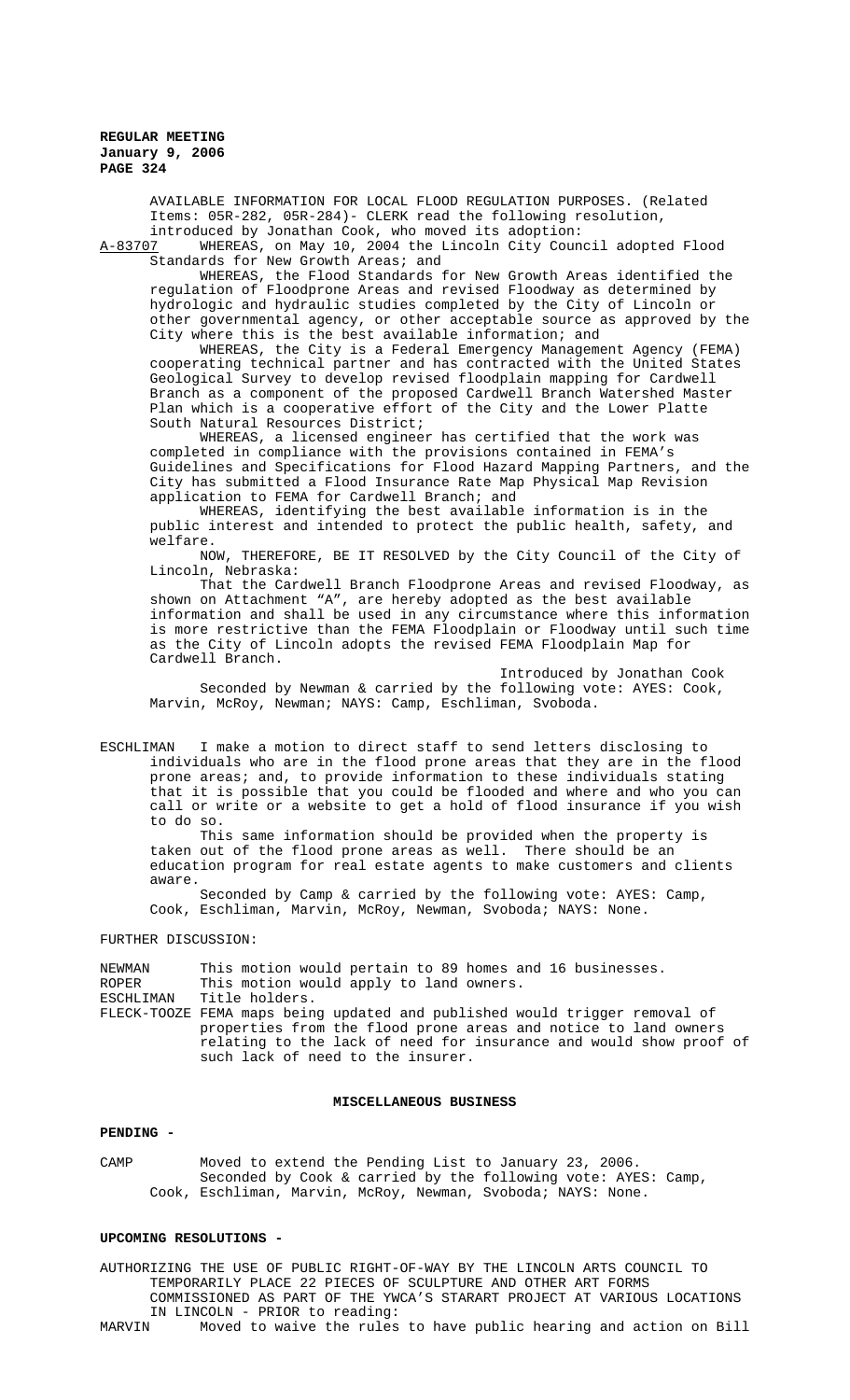AVAILABLE INFORMATION FOR LOCAL FLOOD REGULATION PURPOSES. (Related Items: 05R-282, 05R-284)- CLERK read the following resolution, introduced by Jonathan Cook, who moved its adoption:

A-83707 WHEREAS, on May 10, 2004 the Lincoln City Council adopted Flood Standards for New Growth Areas; and

WHEREAS, the Flood Standards for New Growth Areas identified the regulation of Floodprone Areas and revised Floodway as determined by hydrologic and hydraulic studies completed by the City of Lincoln or other governmental agency, or other acceptable source as approved by the City where this is the best available information; and

WHEREAS, the City is a Federal Emergency Management Agency (FEMA) cooperating technical partner and has contracted with the United States Geological Survey to develop revised floodplain mapping for Cardwell Branch as a component of the proposed Cardwell Branch Watershed Master Plan which is a cooperative effort of the City and the Lower Platte South Natural Resources District;

WHEREAS, a licensed engineer has certified that the work was completed in compliance with the provisions contained in FEMA's Guidelines and Specifications for Flood Hazard Mapping Partners, and the City has submitted a Flood Insurance Rate Map Physical Map Revision application to FEMA for Cardwell Branch; and

WHEREAS, identifying the best available information is in the public interest and intended to protect the public health, safety, and welfare.

NOW, THEREFORE, BE IT RESOLVED by the City Council of the City of Lincoln, Nebraska:

That the Cardwell Branch Floodprone Areas and revised Floodway, as shown on Attachment "A", are hereby adopted as the best available information and shall be used in any circumstance where this information is more restrictive than the FEMA Floodplain or Floodway until such time as the City of Lincoln adopts the revised FEMA Floodplain Map for Cardwell Branch.

Introduced by Jonathan Cook

Seconded by Newman & carried by the following vote: AYES: Cook, Marvin, McRoy, Newman; NAYS: Camp, Eschliman, Svoboda.

ESCHLIMAN I make a motion to direct staff to send letters disclosing to individuals who are in the flood prone areas that they are in the flood prone areas; and, to provide information to these individuals stating that it is possible that you could be flooded and where and who you can call or write or a website to get a hold of flood insurance if you wish to do so.

This same information should be provided when the property is taken out of the flood prone areas as well. There should be an education program for real estate agents to make customers and clients aware.

Seconded by Camp & carried by the following vote: AYES: Camp, Cook, Eschliman, Marvin, McRoy, Newman, Svoboda; NAYS: None.

FURTHER DISCUSSION:

NEWMAN This motion would pertain to 89 homes and 16 businesses.

ROPER This motion would apply to land owners.

ESCHLIMAN Title holders.

FLECK-TOOZE FEMA maps being updated and published would trigger removal of properties from the flood prone areas and notice to land owners relating to the lack of need for insurance and would show proof of such lack of need to the insurer.

## MISCELLANEOUS BUSINESS

**PENDING -**

CAMP Moved to extend the Pending List to January 23, 2006.

Seconded by Cook & carried by the following vote: AYES: Camp, Cook, Eschliman, Marvin, McRoy, Newman, Svoboda; NAYS: None.

**UPCOMING RESOLUTIONS -**

AUTHORIZING THE USE OF PUBLIC RIGHT-OF-WAY BY THE LINCOLN ARTS COUNCIL TO TEMPORARILY PLACE 22 PIECES OF SCULPTURE AND OTHER ART FORMS COMMISSIONED AS PART OF THE YWCA'S STARART PROJECT AT VARIOUS LOCATIONS IN LINCOLN - PRIOR to reading:

MARVIN Moved to waive the rules to have public hearing and action on Bill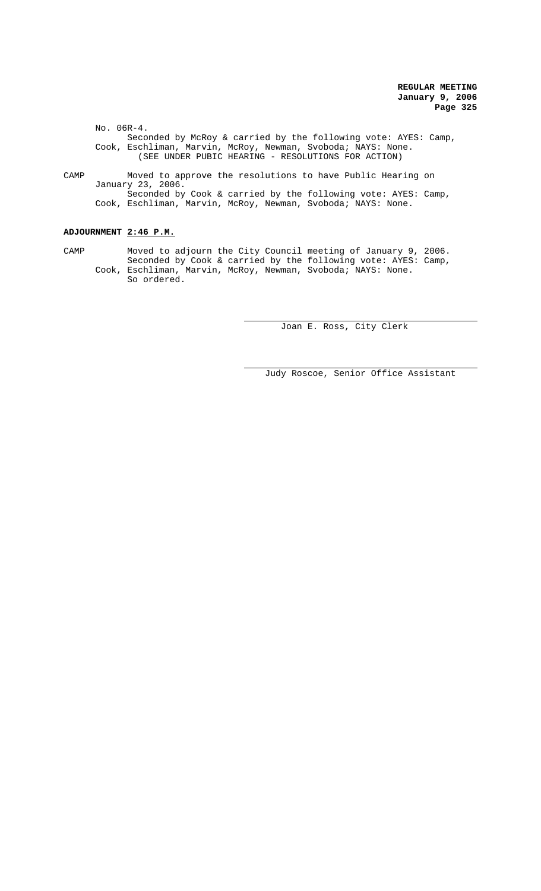No. 06R-4.

Seconded by McRoy & carried by the following vote: AYES: Camp, Cook, Eschliman, Marvin, McRoy, Newman, Svoboda; NAYS: None.

(SEE UNDER PUBIC HEARING - RESOLUTIONS FOR ACTION)

CAMP Moved to approve the resolutions to have Public Hearing on January 23, 2006.

Seconded by Cook & carried by the following vote: AYES: Camp, Cook, Eschliman, Marvin, McRoy, Newman, Svoboda; NAYS: None.

**ADJOURNMENT 2:46 P.M.**

CAMP Moved to adjourn the City Council meeting of January 9, 2006.

Seconded by Cook & carried by the following vote: AYES: Camp, Cook, Eschliman, Marvin, McRoy, Newman, Svoboda; NAYS: None.

So ordered.

Joan E. Ross, City Clerk

Judy Roscoe, Senior Office Assistant